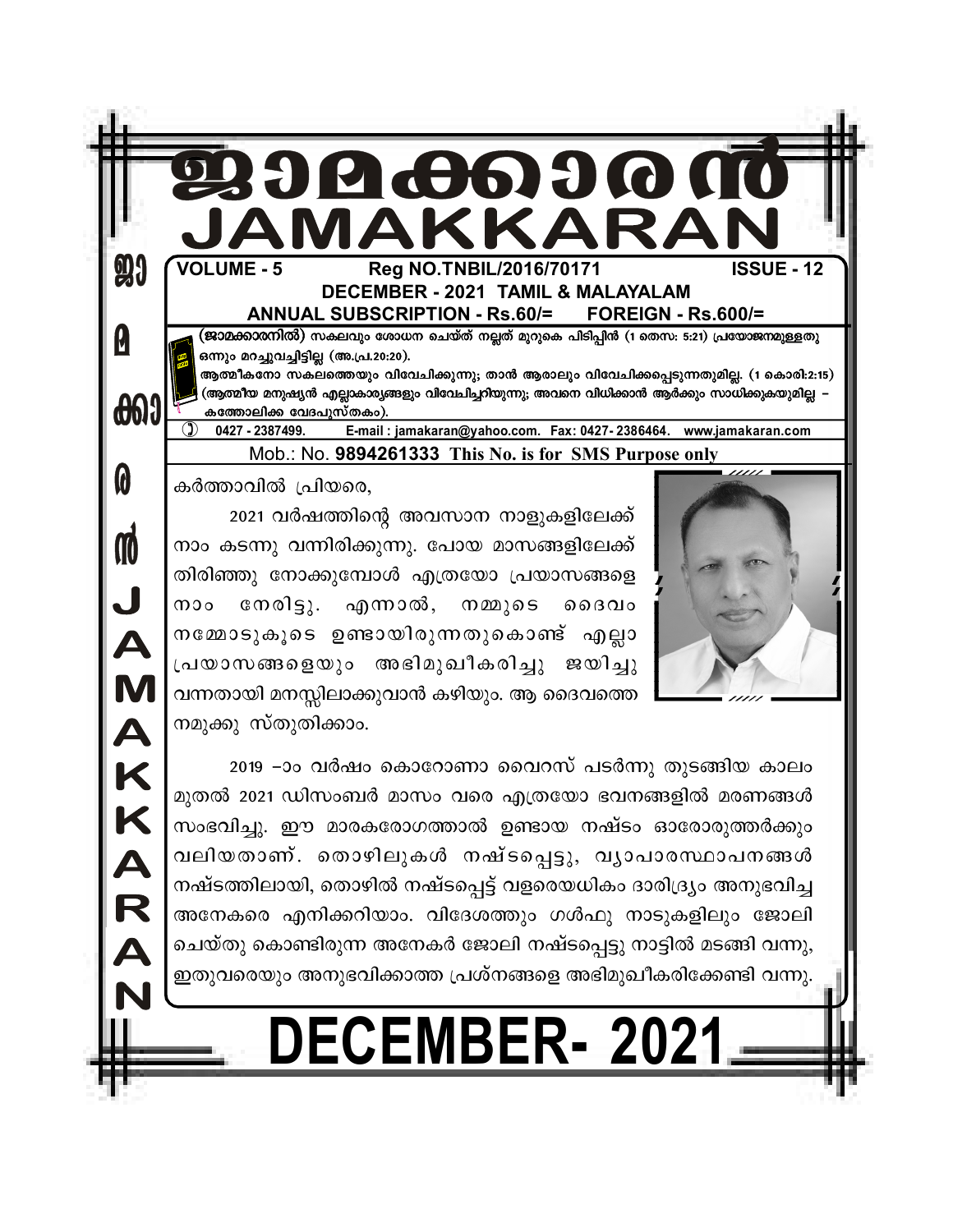# ജാമക്കാരൻ
# JAMAKKARAN

**VOLUME - 5** **Reg NO.TNBIL/2016/70171** **ISSUE - 12**

**DECEMBER - 2021 TAMIL & MALAYALAM**

**ANNUAL SUBSCRIPTION - Rs.60/= FOREIGN - Rs.600/=**

**(ജാമക്കാരനിൽ) സകലവും ശോധന ചെയ്ത് നല്ലത് മുറുകെ പിടിപ്പിൻ (1 തെസ: 5:21) പ്രയോജനമുള്ളതു ഒന്നും മറച്ചുവച്ചിട്ടില്ല (അ.പ്ര.20:20).**

**ആത്മീകനോ സകലത്തെയും വിവേചിക്കുന്നു; താൻ ആരാലും വിവേചിക്കപ്പെടുന്നതുമില്ല. (1 കൊരി:2:15) (ആത്മീയ മനുഷ്യൻ എല്ലാകാര്യങ്ങളും വിവേചിച്ചറിയുന്നു; അവനെ വിധിക്കാൻ ആർക്കും സാധിക്കുകയുമില്ല – കത്തോലിക്ക വേദപുസ്തകം).**

0427 - 2387499. E-mail : jamakaran@yahoo.com. Fax: 0427- 2386464. www.jamakaran.com

Mob.: No. **9894261333** This No. is for SMS Purpose only

കർത്താവിൽ പ്രിയരെ,

2021 വർഷത്തിന്റെ അവസാന നാളുകളിലേക്ക് നാം കടന്നു വന്നിരിക്കുന്നു. പോയ മാസങ്ങളിലേക്ക് തിരിഞ്ഞു നോക്കുമ്പോൾ എത്രയോ പ്രയാസങ്ങളെ നാം നേരിട്ടു. എന്നാൽ, നമ്മുടെ ദൈവം നമ്മോടുകൂടെ ഉണ്ടായിരുന്നതുകൊണ്ട് എല്ലാ പ്രയാസങ്ങളെയും അഭിമുഖീകരിച്ചു ജയിച്ചു വന്നതായി മനസ്സിലാക്കുവാൻ കഴിയും. ആ ദൈവത്തെ നമുക്കു സ്തുതിക്കാം.

2019 –ാം വർഷം കൊറോണാ വൈറസ് പടർന്നു തുടങ്ങിയ കാലം മുതൽ 2021 ഡിസംബർ മാസം വരെ എത്രയോ ഭവനങ്ങളിൽ മരണങ്ങൾ സംഭവിച്ചു. ഈ മാരകരോഗത്താൽ ഉണ്ടായ നഷ്ടം ഓരോരുത്തർക്കും വലിയതാണ്. തൊഴിലുകൾ നഷ്ടപ്പെട്ടു, വ്യാപാരസ്ഥാപനങ്ങൾ നഷ്ടത്തിലായി, തൊഴിൽ നഷ്ടപ്പെട്ട് വളരെയധികം ദാരിദ്ര്യം അനുഭവിച്ച അനേകരെ എനിക്കറിയാം. വിദേശത്തും ഗൾഫു നാടുകളിലും ജോലി ചെയ്തു കൊണ്ടിരുന്ന അനേകർ ജോലി നഷ്ടപ്പെട്ടു നാട്ടിൽ മടങ്ങി വന്നു, ഇതുവരെയും അനുഭവിക്കാത്ത പ്രശ്നങ്ങളെ അഭിമുഖീകരിക്കേണ്ടി വന്നു.

# DECEMBER- 2021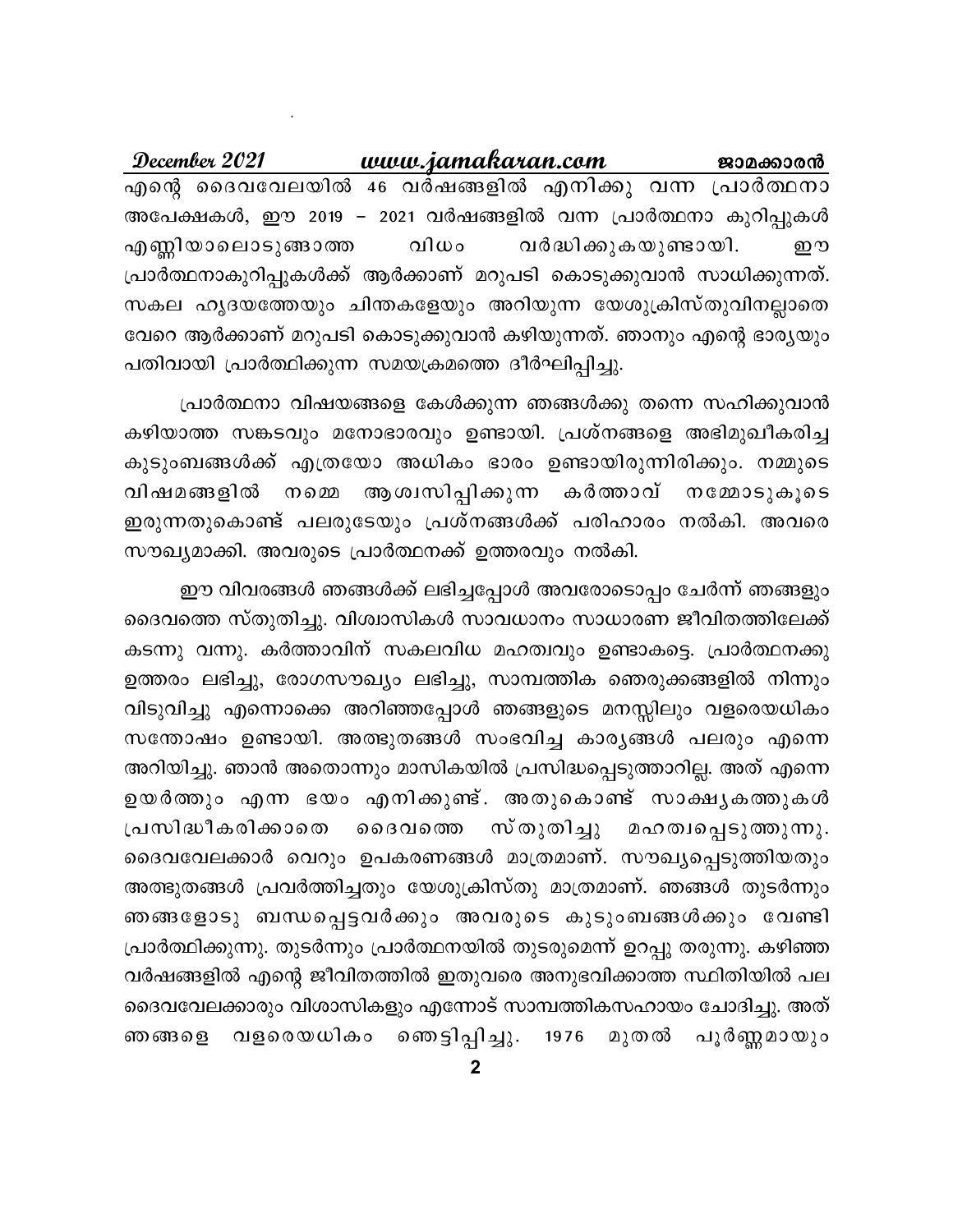എന്റെ ദൈവവേലയിൽ 46 വർഷങ്ങളിൽ എനിക്കു വന്ന പ്രാർത്ഥനാ അപേക്ഷകൾ, ഈ 2019 – 2021 വർഷങ്ങളിൽ വന്ന പ്രാർത്ഥനാ കുറിപ്പുകൾ എണ്ണിയാലൊടുങ്ങാത്ത വിധം വർദ്ധിക്കുകയുണ്ടായി. ഈ പ്രാർത്ഥനാകുറിപ്പുകൾക്ക് ആർക്കാണ് മറുപടി കൊടുക്കുവാൻ സാധിക്കുന്നത്. സകല ഹൃദയത്തേയും ചിന്തകളേയും അറിയുന്ന യേശുക്രിസ്തുവിനല്ലാതെ വേറെ ആർക്കാണ് മറുപടി കൊടുക്കുവാൻ കഴിയുന്നത്. ഞാനും എന്റെ ഭാര്യയും പതിവായി പ്രാർത്ഥിക്കുന്ന സമയക്രമത്തെ ദീർഘിപ്പിച്ചു.

പ്രാർത്ഥനാ വിഷയങ്ങളെ കേൾക്കുന്ന ഞങ്ങൾക്കു തന്നെ സഹിക്കുവാൻ കഴിയാത്ത സങ്കടവും മനോഭാരവും ഉണ്ടായി. പ്രശ്നങ്ങളെ അഭിമുഖീകരിച്ച കുടുംബങ്ങൾക്ക് എത്രയോ അധികം ഭാരം ഉണ്ടായിരുന്നിരിക്കും. നമ്മുടെ വിഷമങ്ങളിൽ നമ്മെ ആശ്വസിപ്പിക്കുന്ന കർത്താവ് നമ്മോടുകൂടെ ഇരുന്നതുകൊണ്ട് പലരുടേയും പ്രശ്നങ്ങൾക്ക് പരിഹാരം നൽകി. അവരെ സൗഖ്യമാക്കി. അവരുടെ പ്രാർത്ഥനക്ക് ഉത്തരവും നൽകി.

ഈ വിവരങ്ങൾ ഞങ്ങൾക്ക് ലഭിച്ചപ്പോൾ അവരോടൊപ്പം ചേർന്ന് ഞങ്ങളും ദൈവത്തെ സ്തുതിച്ചു. വിശ്വാസികൾ സാവധാനം സാധാരണ ജീവിതത്തിലേക്ക് കടന്നു വന്നു. കർത്താവിന് സകലവിധ മഹത്വവും ഉണ്ടാകട്ടെ. പ്രാർത്ഥനക്കു ഉത്തരം ലഭിച്ചു, രോഗസൗഖ്യം ലഭിച്ചു, സാമ്പത്തിക ഞെരുക്കങ്ങളിൽ നിന്നും വിടുവിച്ചു എന്നൊക്കെ അറിഞ്ഞപ്പോൾ ഞങ്ങളുടെ മനസ്സിലും വളരെയധികം സന്തോഷം ഉണ്ടായി. അത്ഭുതങ്ങൾ സംഭവിച്ച കാര്യങ്ങൾ പലരും എന്നെ അറിയിച്ചു. ഞാൻ അതൊന്നും മാസികയിൽ പ്രസിദ്ധപ്പെടുത്താറില്ല. അത് എന്നെ ഉയർത്തും എന്ന ഭയം എനിക്കുണ്ട്. അതുകൊണ്ട് സാക്ഷ്യകത്തുകൾ പ്രസിദ്ധീകരിക്കാതെ ദൈവത്തെ സ്തുതിച്ചു മഹത്വപ്പെടുത്തുന്നു. ദൈവവേലക്കാർ വെറും ഉപകരണങ്ങൾ മാത്രമാണ്. സൗഖ്യപ്പെടുത്തിയതും അത്ഭുതങ്ങൾ പ്രവർത്തിച്ചതും യേശുക്രിസ്തു മാത്രമാണ്. ഞങ്ങൾ തുടർന്നും ഞങ്ങളോടു ബന്ധപ്പെട്ടവർക്കും അവരുടെ കുടുംബങ്ങൾക്കും വേണ്ടി പ്രാർത്ഥിക്കുന്നു. തുടർന്നും പ്രാർത്ഥനയിൽ തുടരുമെന്ന് ഉറപ്പു തരുന്നു. കഴിഞ്ഞ വർഷങ്ങളിൽ എന്റെ ജീവിതത്തിൽ ഇതുവരെ അനുഭവിക്കാത്ത സ്ഥിതിയിൽ പല ദൈവവേലക്കാരും വിശാസികളും എന്നോട് സാമ്പത്തികസഹായം ചോദിച്ചു. അത് ഞങ്ങളെ വളരെയധികം ഞെട്ടിപ്പിച്ചു. 1976 മുതൽ പൂർണ്ണമായും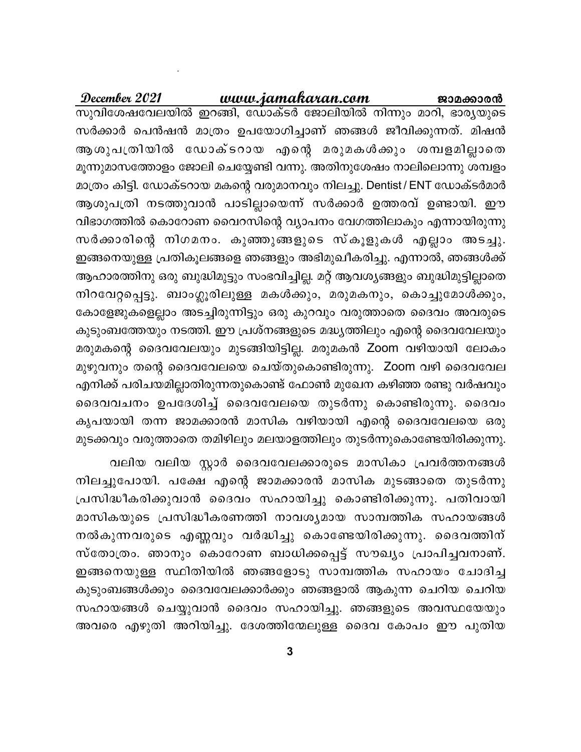സുവിശേഷവേലയിൽ ഇറങ്ങി, ഡോക്ടർ ജോലിയിൽ നിന്നും മാറി, ഭാര്യയുടെ സർക്കാർ പെൻഷൻ മാത്രം ഉപയോഗിച്ചാണ് ഞങ്ങൾ ജീവിക്കുന്നത്. മിഷൻ ആശുപത്രിയിൽ ഡോക്ടറായ എന്റെ മരുമകൾക്കും ശമ്പളമില്ലാതെ മൂന്നുമാസത്തോളം ജോലി ചെയ്യേണ്ടി വന്നു. അതിനുശേഷം നാലിലൊന്നു ശമ്പളം മാത്രം കിട്ടി. ഡോക്ടറായ മകന്റെ വരുമാനവും നിലച്ചു. Dentist / ENT ഡോക്ടർമാർ ആശുപത്രി നടത്തുവാൻ പാടില്ലായെന്ന് സർക്കാർ ഉത്തരവ് ഉണ്ടായി. ഈ വിഭാഗത്തിൽ കൊറോണ വൈറസിന്റെ വ്യാപനം വേഗത്തിലാകും എന്നായിരുന്നു സർക്കാരിന്റെ നിഗമനം. കുഞ്ഞുങ്ങളുടെ സ്കൂളുകൾ എല്ലാം അടച്ചു. ഇങ്ങനെയുള്ള പ്രതികൂലങ്ങളെ ഞങ്ങളും അഭിമുഖീകരിച്ചു. എന്നാൽ, ഞങ്ങൾക്ക് ആഹാരത്തിനു ഒരു ബുദ്ധിമുട്ടും സംഭവിച്ചില്ല. മറ്റ് ആവശ്യങ്ങളും ബുദ്ധിമുട്ടില്ലാതെ നിറവേറ്റപ്പെട്ടു. ബാംഗ്ലൂരിലുള്ള മകൾക്കും, മരുമകനും, കൊച്ചുമോൾക്കും, കോളേജുകളെല്ലാം അടച്ചിരുന്നിട്ടും ഒരു കുറവും വരുത്താതെ ദൈവം അവരുടെ കുടുംബത്തേയും നടത്തി. ഈ പ്രശ്നങ്ങളുടെ മദ്ധ്യത്തിലും എന്റെ ദൈവവേലയും മരുമകന്റെ ദൈവവേലയും മുടങ്ങിയിട്ടില്ല. മരുമകൻ Zoom വഴിയായി ലോകം മുഴുവനും തന്റെ ദൈവവേലയെ ചെയ്തുകൊണ്ടിരുന്നു. Zoom വഴി ദൈവവേല എനിക്ക് പരിചയമില്ലാതിരുന്നതുകൊണ്ട് ഫോൺ മുഖേന കഴിഞ്ഞ രണ്ടു വർഷവും ദൈവവചനം ഉപദേശിച്ച് ദൈവവേലയെ തുടർന്നു കൊണ്ടിരുന്നു. ദൈവം കൃപയായി തന്ന ജാമക്കാരൻ മാസിക വഴിയായി എന്റെ ദൈവവേലയെ ഒരു മുടക്കവും വരുത്താതെ തമിഴിലും മലയാളത്തിലും തുടർന്നുകൊണ്ടേയിരിക്കുന്നു.

വലിയ വലിയ സ്റ്റാർ ദൈവവേലക്കാരുടെ മാസികാ പ്രവർത്തനങ്ങൾ നിലച്ചുപോയി. പക്ഷേ എന്റെ ജാമക്കാരൻ മാസിക മുടങ്ങാതെ തുടർന്നു പ്രസിദ്ധീകരിക്കുവാൻ ദൈവം സഹായിച്ചു കൊണ്ടിരിക്കുന്നു. പതിവായി മാസികയുടെ പ്രസിദ്ധീകരണത്തി നാവശ്യമായ സാമ്പത്തിക സഹായങ്ങൾ നൽകുന്നവരുടെ എണ്ണവും വർദ്ധിച്ചു കൊണ്ടേയിരിക്കുന്നു. ദൈവത്തിന് സ്തോത്രം. ഞാനും കൊറോണ ബാധിക്കപ്പെട്ട് സൗഖ്യം പ്രാപിച്ചവനാണ്. ഇങ്ങനെയുള്ള സ്ഥിതിയിൽ ഞങ്ങളോടു സാമ്പത്തിക സഹായം ചോദിച്ച കുടുംബങ്ങൾക്കും ദൈവവേലക്കാർക്കും ഞങ്ങളാൽ ആകുന്ന ചെറിയ ചെറിയ സഹായങ്ങൾ ചെയ്യുവാൻ ദൈവം സഹായിച്ചു. ഞങ്ങളുടെ അവസ്ഥയേയും അവരെ എഴുതി അറിയിച്ചു. ദേശത്തിന്മേലുള്ള ദൈവ കോപം ഈ പുതിയ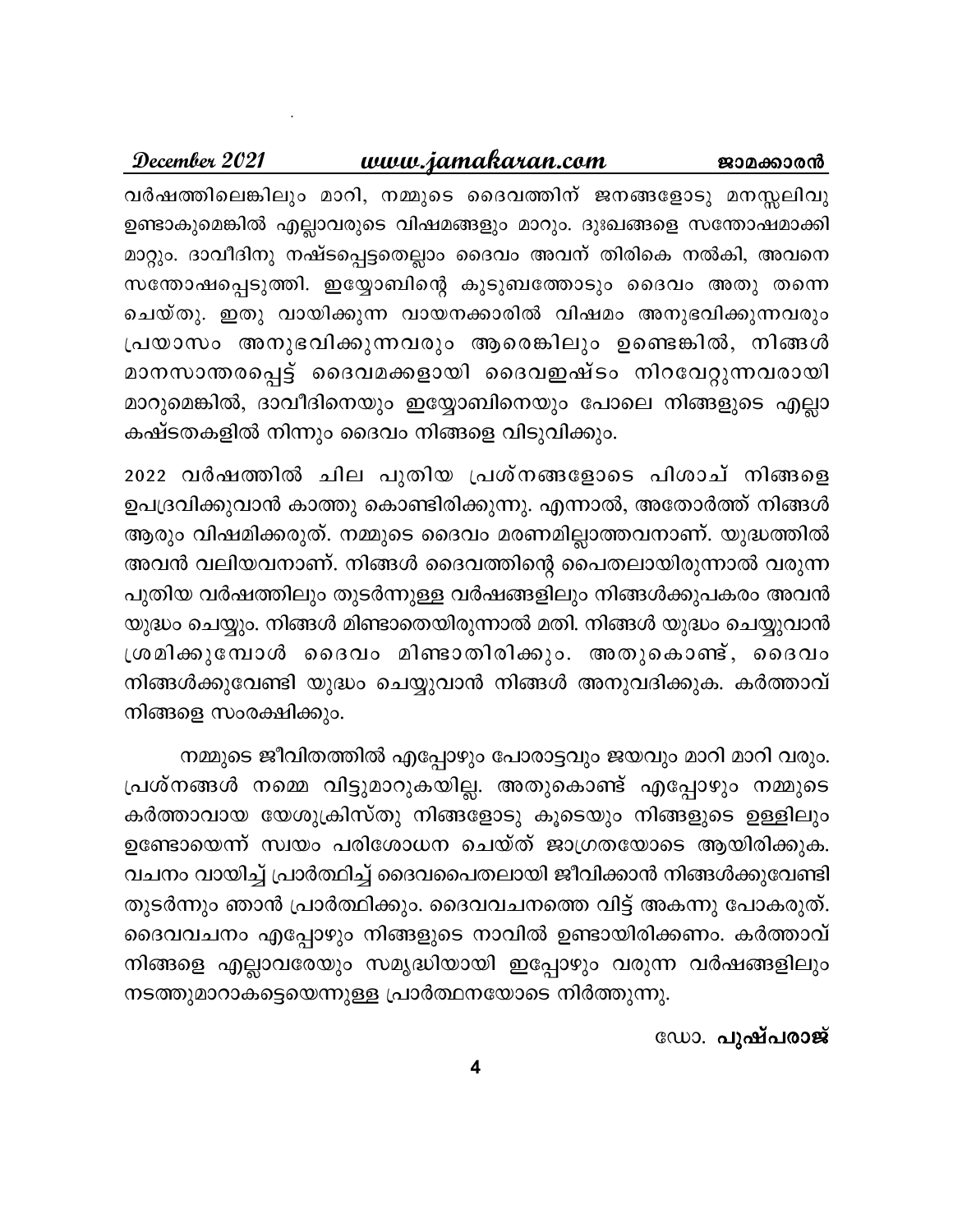വർഷത്തിലെങ്കിലും മാറി, നമ്മുടെ ദൈവത്തിന് ജനങ്ങളോടു മനസ്സലിവു ഉണ്ടാകുമെങ്കിൽ എല്ലാവരുടെ വിഷമങ്ങളും മാറും. ദുഃഖങ്ങളെ സന്തോഷമാക്കി മാറ്റും. ദാവീദിനു നഷ്ടപ്പെട്ടതെല്ലാം ദൈവം അവന് തിരികെ നൽകി, അവനെ സന്തോഷപ്പെടുത്തി. ഇയ്യോബിന്റെ കുടുബത്തോടും ദൈവം അതു തന്നെ ചെയ്തു. ഇതു വായിക്കുന്ന വായനക്കാരിൽ വിഷമം അനുഭവിക്കുന്നവരും പ്രയാസം അനുഭവിക്കുന്നവരും ആരെങ്കിലും ഉണ്ടെങ്കിൽ, നിങ്ങൾ മാനസാന്തരപ്പെട്ട് ദൈവമക്കളായി ദൈവഇഷ്ടം നിറവേറ്റുന്നവരായി മാറുമെങ്കിൽ, ദാവീദിനെയും ഇയ്യോബിനെയും പോലെ നിങ്ങളുടെ എല്ലാ കഷ്ടതകളിൽ നിന്നും ദൈവം നിങ്ങളെ വിടുവിക്കും.

2022 വർഷത്തിൽ ചില പുതിയ പ്രശ്നങ്ങളോടെ പിശാച് നിങ്ങളെ ഉപദ്രവിക്കുവാൻ കാത്തു കൊണ്ടിരിക്കുന്നു. എന്നാൽ, അതോർത്ത് നിങ്ങൾ ആരും വിഷമിക്കരുത്. നമ്മുടെ ദൈവം മരണമില്ലാത്തവനാണ്. യുദ്ധത്തിൽ അവൻ വലിയവനാണ്. നിങ്ങൾ ദൈവത്തിന്റെ പൈതലായിരുന്നാൽ വരുന്ന പുതിയ വർഷത്തിലും തുടർന്നുള്ള വർഷങ്ങളിലും നിങ്ങൾക്കുപകരം അവൻ യുദ്ധം ചെയ്യും. നിങ്ങൾ മിണ്ടാതെയിരുന്നാൽ മതി. നിങ്ങൾ യുദ്ധം ചെയ്യുവാൻ ശ്രമിക്കുമ്പോൾ ദൈവം മിണ്ടാതിരിക്കും. അതുകൊണ്ട്, ദൈവം നിങ്ങൾക്കുവേണ്ടി യുദ്ധം ചെയ്യുവാൻ നിങ്ങൾ അനുവദിക്കുക. കർത്താവ് നിങ്ങളെ സംരക്ഷിക്കും.

നമ്മുടെ ജീവിതത്തിൽ എപ്പോഴും പോരാട്ടവും ജയവും മാറി മാറി വരും. പ്രശ്നങ്ങൾ നമ്മെ വിട്ടുമാറുകയില്ല. അതുകൊണ്ട് എപ്പോഴും നമ്മുടെ കർത്താവായ യേശുക്രിസ്തു നിങ്ങളോടു കൂടെയും നിങ്ങളുടെ ഉള്ളിലും ഉണ്ടോയെന്ന് സ്വയം പരിശോധന ചെയ്ത് ജാഗ്രതയോടെ ആയിരിക്കുക. വചനം വായിച്ച് പ്രാർത്ഥിച്ച് ദൈവപൈതലായി ജീവിക്കാൻ നിങ്ങൾക്കുവേണ്ടി തുടർന്നും ഞാൻ പ്രാർത്ഥിക്കും. ദൈവവചനത്തെ വിട്ട് അകന്നു പോകരുത്. ദൈവവചനം എപ്പോഴും നിങ്ങളുടെ നാവിൽ ഉണ്ടായിരിക്കണം. കർത്താവ് നിങ്ങളെ എല്ലാവരേയും സമൃദ്ധിയായി ഇപ്പോഴും വരുന്ന വർഷങ്ങളിലും നടത്തുമാറാകട്ടെയെന്നുള്ള പ്രാർത്ഥനയോടെ നിർത്തുന്നു.

ഡോ. **പുഷ്പരാജ്**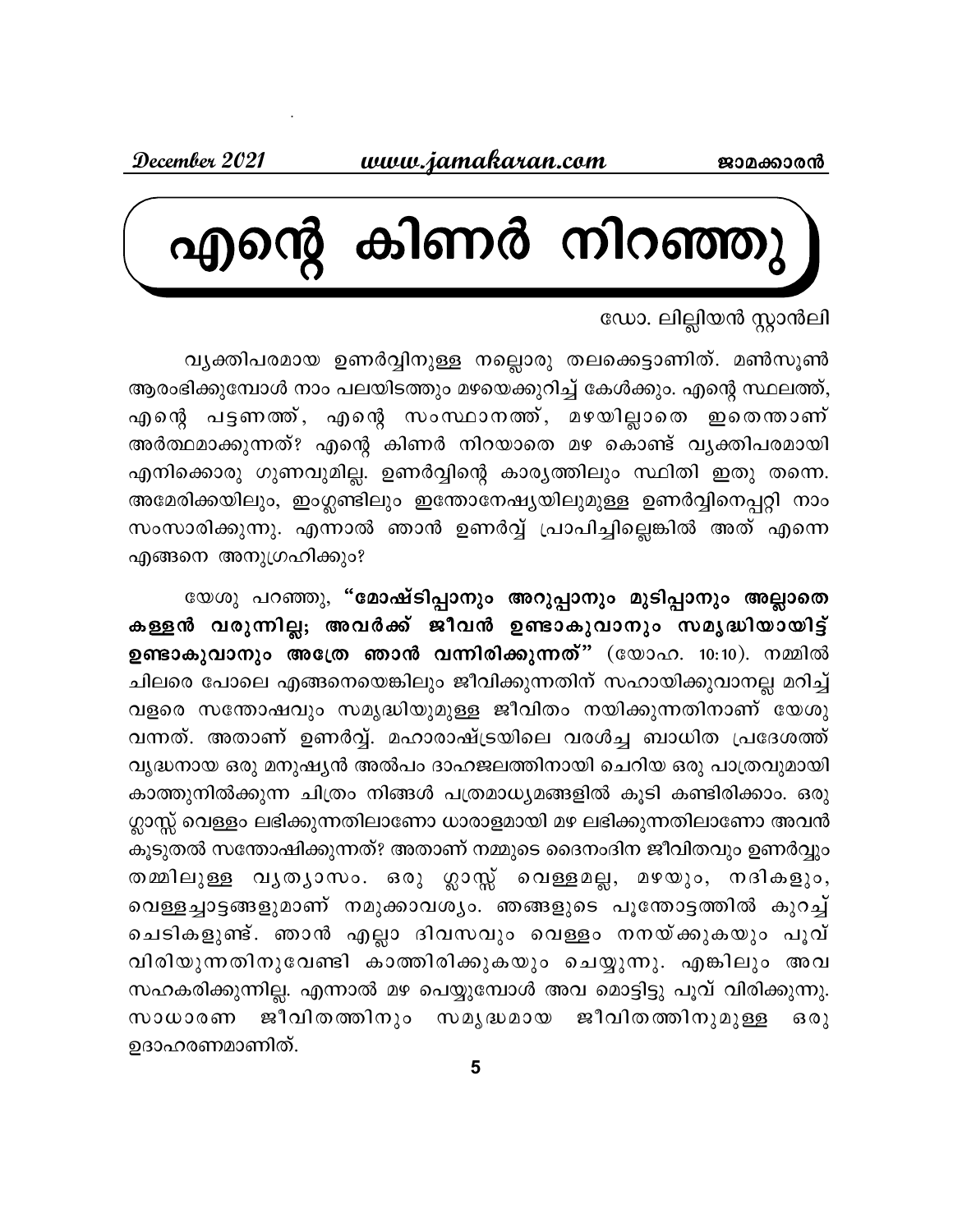# എന്റെ കിണർ നിറഞ്ഞു

ഡോ. ലില്ലിയൻ സ്റ്റാൻലി

വ്യക്തിപരമായ ഉണർവ്വിനുള്ള നല്ലൊരു തലക്കെട്ടാണിത്. മൺസൂൺ ആരംഭിക്കുമ്പോൾ നാം പലയിടത്തും മഴയെക്കുറിച്ച് കേൾക്കും. എന്റെ സ്ഥലത്ത്, എന്റെ പട്ടണത്ത്, എന്റെ സംസ്ഥാനത്ത്, മഴയില്ലാതെ ഇതെന്താണ് അർത്ഥമാക്കുന്നത്? എന്റെ കിണർ നിറയാതെ മഴ കൊണ്ട് വ്യക്തിപരമായി എനിക്കൊരു ഗുണവുമില്ല. ഉണർവ്വിന്റെ കാര്യത്തിലും സ്ഥിതി ഇതു തന്നെ. അമേരിക്കയിലും, ഇംഗ്ലണ്ടിലും ഇന്തോനേഷ്യയിലുമുള്ള ഉണർവ്വിനെപ്പറ്റി നാം സംസാരിക്കുന്നു. എന്നാൽ ഞാൻ ഉണർവ്വ് പ്രാപിച്ചില്ലെങ്കിൽ അത് എന്നെ എങ്ങനെ അനുഗ്രഹിക്കും?

യേശു പറഞ്ഞു, **"മോഷ്ടിപ്പാനും അറുപ്പാനും മുടിപ്പാനും അല്ലാതെ കള്ളൻ വരുന്നില്ല; അവർക്ക് ജീവൻ ഉണ്ടാകുവാനും സമൃദ്ധിയായിട്ട് ഉണ്ടാകുവാനും അത്രേ ഞാൻ വന്നിരിക്കുന്നത്"** (യോഹ. 10:10). നമ്മിൽ ചിലരെ പോലെ എങ്ങനെയെങ്കിലും ജീവിക്കുന്നതിന് സഹായിക്കുവാനല്ല മറിച്ച് വളരെ സന്തോഷവും സമൃദ്ധിയുമുള്ള ജീവിതം നയിക്കുന്നതിനാണ് യേശു വന്നത്. അതാണ് ഉണർവ്വ്. മഹാരാഷ്ട്രയിലെ വരൾച്ച ബാധിത പ്രദേശത്ത് വൃദ്ധനായ ഒരു മനുഷ്യൻ അൽപം ദാഹജലത്തിനായി ചെറിയ ഒരു പാത്രവുമായി കാത്തുനിൽക്കുന്ന ചിത്രം നിങ്ങൾ പത്രമാധ്യമങ്ങളിൽ കൂടി കണ്ടിരിക്കാം. ഒരു ഗ്ലാസ്സ് വെള്ളം ലഭിക്കുന്നതിലാണോ ധാരാളമായി മഴ ലഭിക്കുന്നതിലാണോ അവൻ കൂടുതൽ സന്തോഷിക്കുന്നത്? അതാണ് നമ്മുടെ ദൈനംദിന ജീവിതവും ഉണർവ്വും തമ്മിലുള്ള വ്യത്യാസം. ഒരു ഗ്ലാസ്സ് വെള്ളമല്ല, മഴയും, നദികളും, വെള്ളച്ചാട്ടങ്ങളുമാണ് നമുക്കാവശ്യം. ഞങ്ങളുടെ പൂന്തോട്ടത്തിൽ കുറച്ച് ചെടികളുണ്ട്. ഞാൻ എല്ലാ ദിവസവും വെള്ളം നനയ്ക്കുകയും പൂവ് വിരിയുന്നതിനുവേണ്ടി കാത്തിരിക്കുകയും ചെയ്യുന്നു. എങ്കിലും അവ സഹകരിക്കുന്നില്ല. എന്നാൽ മഴ പെയ്യുമ്പോൾ അവ മൊട്ടിട്ടു പൂവ് വിരിക്കുന്നു. സാധാരണ ജീവിതത്തിനും സമൃദ്ധമായ ജീവിതത്തിനുമുള്ള ഒരു ഉദാഹരണമാണിത്.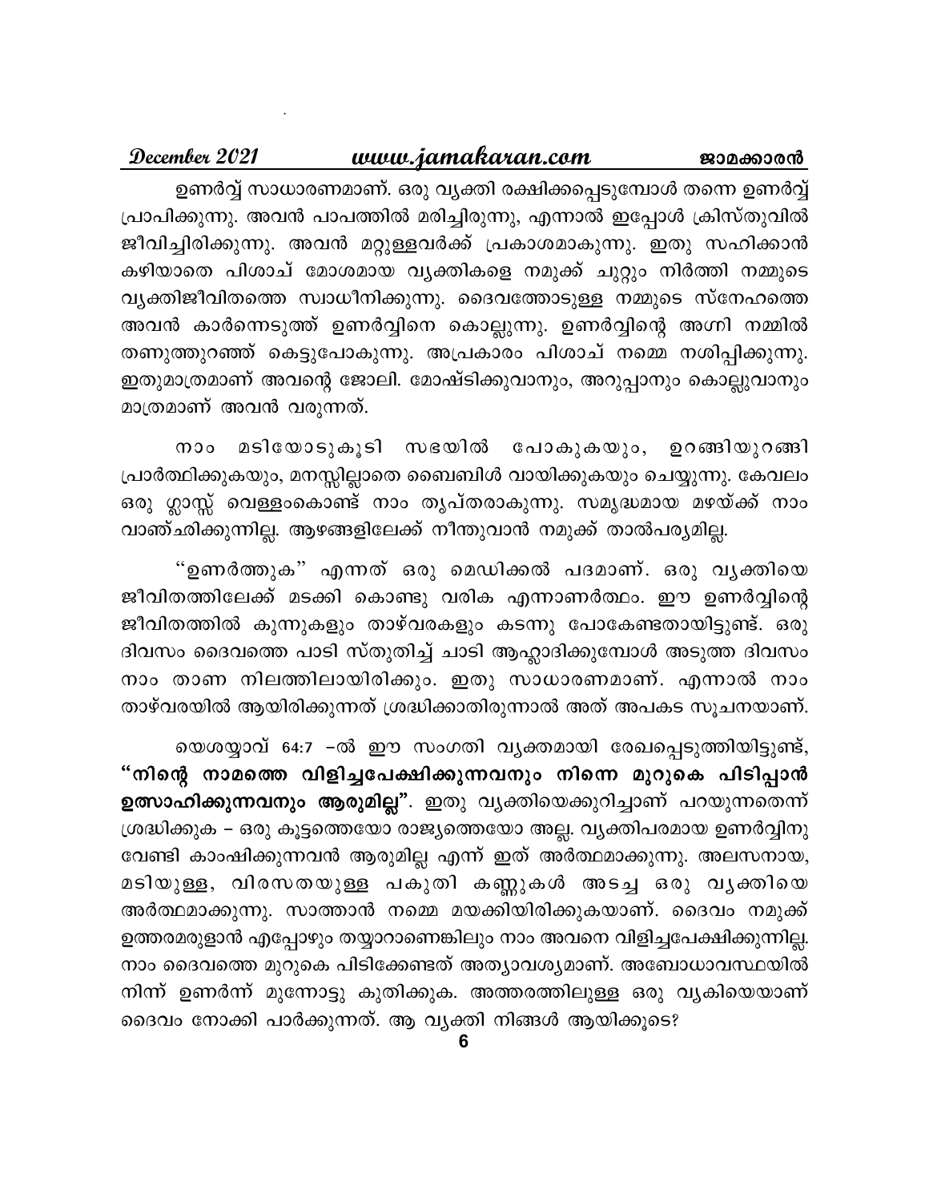ഉണർവ്വ് സാധാരണമാണ്. ഒരു വ്യക്തി രക്ഷിക്കപ്പെടുമ്പോൾ തന്നെ ഉണർവ്വ് പ്രാപിക്കുന്നു. അവൻ പാപത്തിൽ മരിച്ചിരുന്നു, എന്നാൽ ഇപ്പോൾ ക്രിസ്തുവിൽ ജീവിച്ചിരിക്കുന്നു. അവൻ മറ്റുള്ളവർക്ക് പ്രകാശമാകുന്നു. ഇതു സഹിക്കാൻ കഴിയാതെ പിശാച് മോശമായ വ്യക്തികളെ നമുക്ക് ചുറ്റും നിർത്തി നമ്മുടെ വ്യക്തിജീവിതത്തെ സ്വാധീനിക്കുന്നു. ദൈവത്തോടുള്ള നമ്മുടെ സ്നേഹത്തെ അവൻ കാർന്നെടുത്ത് ഉണർവ്വിനെ കൊല്ലുന്നു. ഉണർവ്വിന്റെ അഗ്നി നമ്മിൽ തണുത്തുറഞ്ഞ് കെട്ടുപോകുന്നു. അപ്രകാരം പിശാച് നമ്മെ നശിപ്പിക്കുന്നു. ഇതുമാത്രമാണ് അവന്റെ ജോലി. മോഷ്ടിക്കുവാനും, അറുപ്പാനും കൊല്ലുവാനും മാത്രമാണ് അവൻ വരുന്നത്.

നാം മടിയോടുകൂടി സഭയിൽ പോകുകയും, ഉറങ്ങിയുറങ്ങി പ്രാർത്ഥിക്കുകയും, മനസ്സില്ലാതെ ബൈബിൾ വായിക്കുകയും ചെയ്യുന്നു. കേവലം ഒരു ഗ്ലാസ്സ് വെള്ളംകൊണ്ട് നാം തൃപ്തരാകുന്നു. സമൃദ്ധമായ മഴയ്ക്ക് നാം വാഞ്ഛിക്കുന്നില്ല. ആഴങ്ങളിലേക്ക് നീന്തുവാൻ നമുക്ക് താൽപര്യമില്ല.

"ഉണർത്തുക" എന്നത് ഒരു മെഡിക്കൽ പദമാണ്. ഒരു വ്യക്തിയെ ജീവിതത്തിലേക്ക് മടക്കി കൊണ്ടു വരിക എന്നാണർത്ഥം. ഈ ഉണർവ്വിന്റെ ജീവിതത്തിൽ കുന്നുകളും താഴ്വരകളും കടന്നു പോകേണ്ടതായിട്ടുണ്ട്. ഒരു ദിവസം ദൈവത്തെ പാടി സ്തുതിച്ച് ചാടി ആഹ്ലാദിക്കുമ്പോൾ അടുത്ത ദിവസം നാം താണ നിലത്തിലായിരിക്കും. ഇതു സാധാരണമാണ്. എന്നാൽ നാം താഴ്വരയിൽ ആയിരിക്കുന്നത് ശ്രദ്ധിക്കാതിരുന്നാൽ അത് അപകട സൂചനയാണ്.

യെശയ്യാവ് 64:7 –ൽ ഈ സംഗതി വ്യക്തമായി രേഖപ്പെടുത്തിയിട്ടുണ്ട്, **"നിന്റെ നാമത്തെ വിളിച്ചപേക്ഷിക്കുന്നവനും നിന്നെ മുറുകെ പിടിപ്പാൻ ഉത്സാഹിക്കുന്നവനും ആരുമില്ല"**. ഇതു വ്യക്തിയെക്കുറിച്ചാണ് പറയുന്നതെന്ന് ശ്രദ്ധിക്കുക – ഒരു കൂട്ടത്തെയോ രാജ്യത്തെയോ അല്ല. വ്യക്തിപരമായ ഉണർവ്വിനു വേണ്ടി കാംഷിക്കുന്നവൻ ആരുമില്ല എന്ന് ഇത് അർത്ഥമാക്കുന്നു. അലസനായ, മടിയുള്ള, വിരസതയുള്ള പകുതി കണ്ണുകൾ അടച്ച ഒരു വ്യക്തിയെ അർത്ഥമാക്കുന്നു. സാത്താൻ നമ്മെ മയക്കിയിരിക്കുകയാണ്. ദൈവം നമുക്ക് ഉത്തരമരുളാൻ എപ്പോഴും തയ്യാറാണെങ്കിലും നാം അവനെ വിളിച്ചപേക്ഷിക്കുന്നില്ല. നാം ദൈവത്തെ മുറുകെ പിടിക്കേണ്ടത് അത്യാവശ്യമാണ്. അബോധാവസ്ഥയിൽ നിന്ന് ഉണർന്ന് മുന്നോട്ടു കുതിക്കുക. അത്തരത്തിലുള്ള ഒരു വ്യകിയെയാണ് ദൈവം നോക്കി പാർക്കുന്നത്. ആ വ്യക്തി നിങ്ങൾ ആയിക്കൂടെ?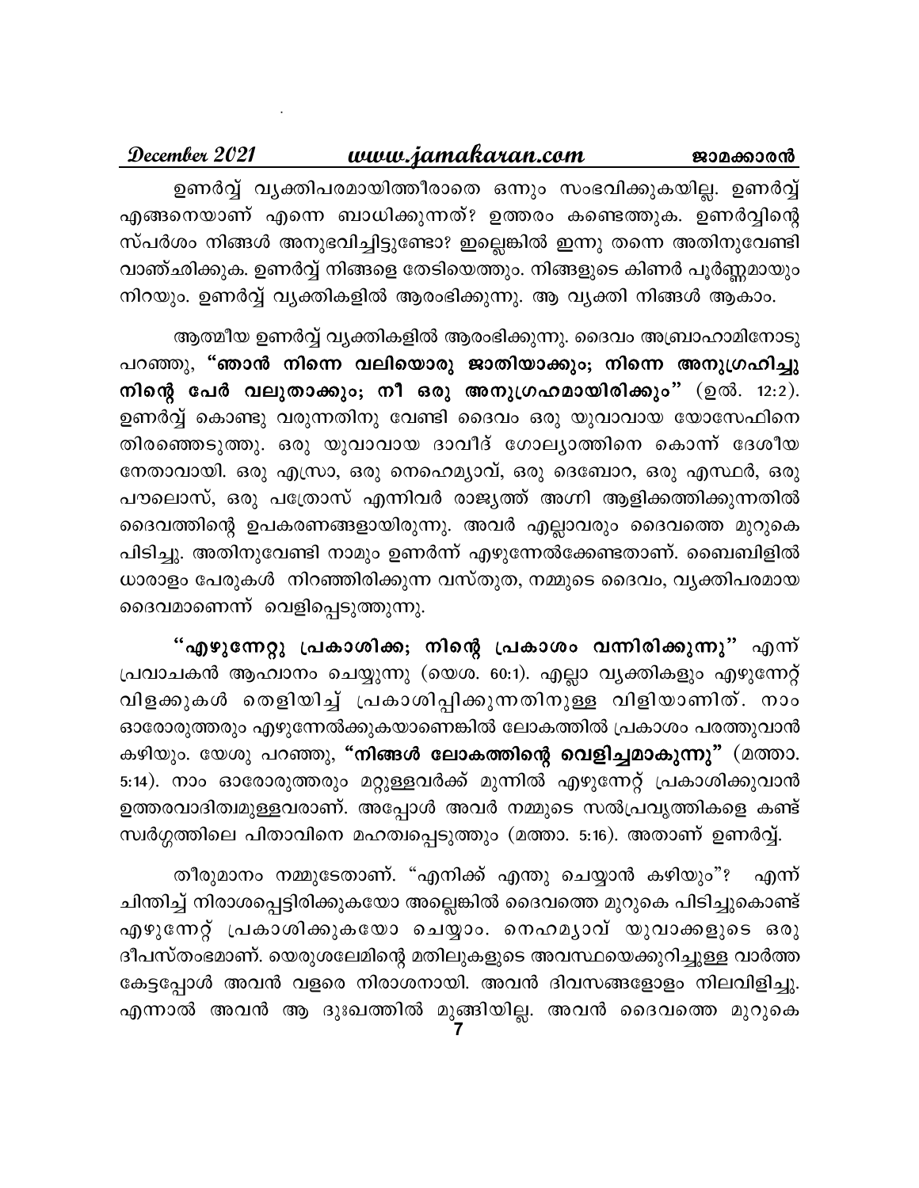ഉണർവ്വ് വ്യക്തിപരമായിത്തീരാതെ ഒന്നും സംഭവിക്കുകയില്ല. ഉണർവ്വ് എങ്ങനെയാണ് എന്നെ ബാധിക്കുന്നത്? ഉത്തരം കണ്ടെത്തുക. ഉണർവ്വിന്റെ സ്പർശം നിങ്ങൾ അനുഭവിച്ചിട്ടുണ്ടോ? ഇല്ലെങ്കിൽ ഇന്നു തന്നെ അതിനുവേണ്ടി വാഞ്ഛിക്കുക. ഉണർവ്വ് നിങ്ങളെ തേടിയെത്തും. നിങ്ങളുടെ കിണർ പൂർണ്ണമായും നിറയും. ഉണർവ്വ് വ്യക്തികളിൽ ആരംഭിക്കുന്നു. ആ വ്യക്തി നിങ്ങൾ ആകാം.

ആത്മീയ ഉണർവ്വ് വ്യക്തികളിൽ ആരംഭിക്കുന്നു. ദൈവം അബ്രാഹാമിനോടു പറഞ്ഞു, **"ഞാൻ നിന്നെ വലിയൊരു ജാതിയാക്കും; നിന്നെ അനുഗ്രഹിച്ചു നിന്റെ പേർ വലുതാക്കും; നീ ഒരു അനുഗ്രഹമായിരിക്കും"** (ഉൽ. 12:2). ഉണർവ്വ് കൊണ്ടു വരുന്നതിനു വേണ്ടി ദൈവം ഒരു യുവാവായ യോസേഫിനെ തിരഞ്ഞെടുത്തു. ഒരു യുവാവായ ദാവീദ് ഗോല്യാത്തിനെ കൊന്ന് ദേശീയ നേതാവായി. ഒരു എസ്രാ, ഒരു നെഹെമ്യാവ്, ഒരു ദെബോറ, ഒരു എസ്ഥർ, ഒരു പൗലൊസ്, ഒരു പത്രോസ് എന്നിവർ രാജ്യത്ത് അഗ്നി ആളിക്കത്തിക്കുന്നതിൽ ദൈവത്തിന്റെ ഉപകരണങ്ങളായിരുന്നു. അവർ എല്ലാവരും ദൈവത്തെ മുറുകെ പിടിച്ചു. അതിനുവേണ്ടി നാമും ഉണർന്ന് എഴുന്നേൽക്കേണ്ടതാണ്. ബൈബിളിൽ ധാരാളം പേരുകൾ നിറഞ്ഞിരിക്കുന്ന വസ്തുത, നമ്മുടെ ദൈവം, വ്യക്തിപരമായ ദൈവമാണെന്ന് വെളിപ്പെടുത്തുന്നു.

**"എഴുന്നേറ്റു പ്രകാശിക്ക; നിന്റെ പ്രകാശം വന്നിരിക്കുന്നു"** എന്ന് പ്രവാചകൻ ആഹ്വാനം ചെയ്യുന്നു (യെശ. 60:1). എല്ലാ വ്യക്തികളും എഴുന്നേറ്റ് വിളക്കുകൾ തെളിയിച്ച് പ്രകാശിപ്പിക്കുന്നതിനുള്ള വിളിയാണിത്. നാം ഓരോരുത്തരും എഴുന്നേൽക്കുകയാണെങ്കിൽ ലോകത്തിൽ പ്രകാശം പരത്തുവാൻ കഴിയും. യേശു പറഞ്ഞു, **"നിങ്ങൾ ലോകത്തിന്റെ വെളിച്ചമാകുന്നു"** (മത്താ. 5:14). നാം ഓരോരുത്തരും മറ്റുള്ളവർക്ക് മുന്നിൽ എഴുന്നേറ്റ് പ്രകാശിക്കുവാൻ ഉത്തരവാദിത്വമുള്ളവരാണ്. അപ്പോൾ അവർ നമ്മുടെ സൽപ്രവൃത്തികളെ കണ്ട് സ്വർഗ്ഗത്തിലെ പിതാവിനെ മഹത്വപ്പെടുത്തും (മത്താ. 5:16). അതാണ് ഉണർവ്വ്.

തീരുമാനം നമ്മുടേതാണ്. "എനിക്ക് എന്തു ചെയ്യാൻ കഴിയും"? എന്ന് ചിന്തിച്ച് നിരാശപ്പെട്ടിരിക്കുകയോ അല്ലെങ്കിൽ ദൈവത്തെ മുറുകെ പിടിച്ചുകൊണ്ട് എഴുന്നേറ്റ് പ്രകാശിക്കുകയോ ചെയ്യാം. നെഹമ്യാവ് യുവാക്കളുടെ ഒരു ദീപസ്തംഭമാണ്. യെരുശലേമിന്റെ മതിലുകളുടെ അവസ്ഥയെക്കുറിച്ചുള്ള വാർത്ത കേട്ടപ്പോൾ അവൻ വളരെ നിരാശനായി. അവൻ ദിവസങ്ങളോളം നിലവിളിച്ചു. എന്നാൽ അവൻ ആ ദുഃഖത്തിൽ മുങ്ങിയില്ല. അവൻ ദൈവത്തെ മുറുകെ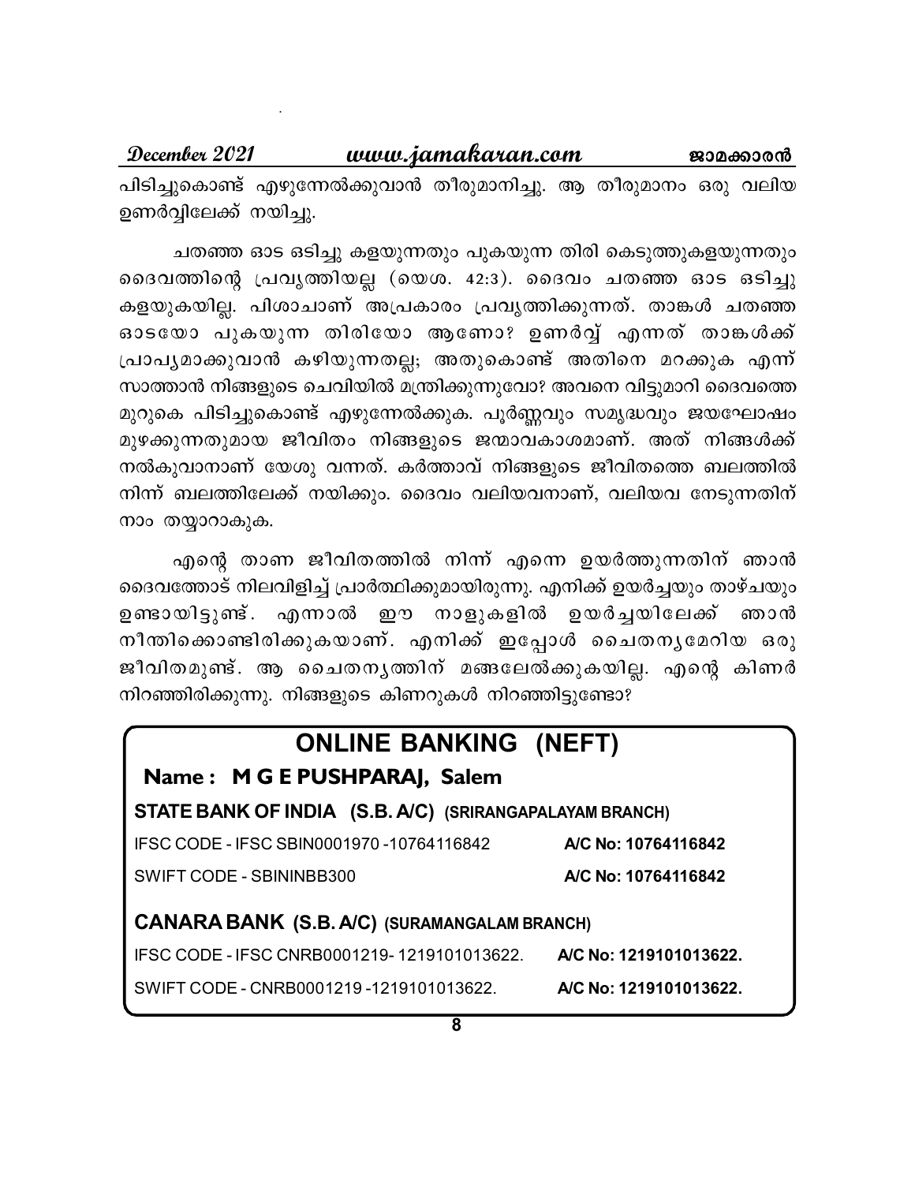പിടിച്ചുകൊണ്ട് എഴുന്നേൽക്കുവാൻ തീരുമാനിച്ചു. ആ തീരുമാനം ഒരു വലിയ ഉണർവ്വിലേക്ക് നയിച്ചു.

ചതഞ്ഞ ഓട ഒടിച്ചു കളയുന്നതും പുകയുന്ന തിരി കെടുത്തുകളയുന്നതും ദൈവത്തിന്റെ പ്രവൃത്തിയല്ല (യെശ. 42:3). ദൈവം ചതഞ്ഞ ഓട ഒടിച്ചു കളയുകയില്ല. പിശാചാണ് അപ്രകാരം പ്രവൃത്തിക്കുന്നത്. താങ്കൾ ചതഞ്ഞ ഓടയോ പുകയുന്ന തിരിയോ ആണോ? ഉണർവ്വ് എന്നത് താങ്കൾക്ക് പ്രാപ്യമാക്കുവാൻ കഴിയുന്നതല്ല; അതുകൊണ്ട് അതിനെ മറക്കുക എന്ന് സാത്താൻ നിങ്ങളുടെ ചെവിയിൽ മന്ത്രിക്കുന്നുവോ? അവനെ വിട്ടുമാറി ദൈവത്തെ മുറുകെ പിടിച്ചുകൊണ്ട് എഴുന്നേൽക്കുക. പൂർണ്ണവും സമൃദ്ധവും ജയഘോഷം മുഴക്കുന്നതുമായ ജീവിതം നിങ്ങളുടെ ജന്മാവകാശമാണ്. അത് നിങ്ങൾക്ക് നൽകുവാനാണ് യേശു വന്നത്. കർത്താവ് നിങ്ങളുടെ ജീവിതത്തെ ബലത്തിൽ നിന്ന് ബലത്തിലേക്ക് നയിക്കും. ദൈവം വലിയവനാണ്, വലിയവ നേടുന്നതിന് നാം തയ്യാറാകുക.

എന്റെ താണ ജീവിതത്തിൽ നിന്ന് എന്നെ ഉയർത്തുന്നതിന് ഞാൻ ദൈവത്തോട് നിലവിളിച്ച് പ്രാർത്ഥിക്കുമായിരുന്നു. എനിക്ക് ഉയർച്ചയും താഴ്ചയും ഉണ്ടായിട്ടുണ്ട്. എന്നാൽ ഈ നാളുകളിൽ ഉയർച്ചയിലേക്ക് ഞാൻ നീന്തിക്കൊണ്ടിരിക്കുകയാണ്. എനിക്ക് ഇപ്പോൾ ചൈതന്യമേറിയ ഒരു ജീവിതമുണ്ട്. ആ ചൈതന്യത്തിന് മങ്ങലേൽക്കുകയില്ല. എന്റെ കിണർ നിറഞ്ഞിരിക്കുന്നു. നിങ്ങളുടെ കിണറുകൾ നിറഞ്ഞിട്ടുണ്ടോ?

## ONLINE BANKING (NEFT)

**Name : M G E PUSHPARAJ, Salem**

**STATE BANK OF INDIA (S.B. A/C) (SRIRANGAPALAYAM BRANCH)**

IFSC CODE - IFSC SBIN0001970 -10764116842 — **A/C No: 10764116842**

SWIFT CODE - SBININBB300 — **A/C No: 10764116842**

**CANARA BANK (S.B. A/C) (SURAMANGALAM BRANCH)**

IFSC CODE - IFSC CNRB0001219- 1219101013622. — **A/C No: 1219101013622.**

SWIFT CODE - CNRB0001219 -1219101013622. — **A/C No: 1219101013622.**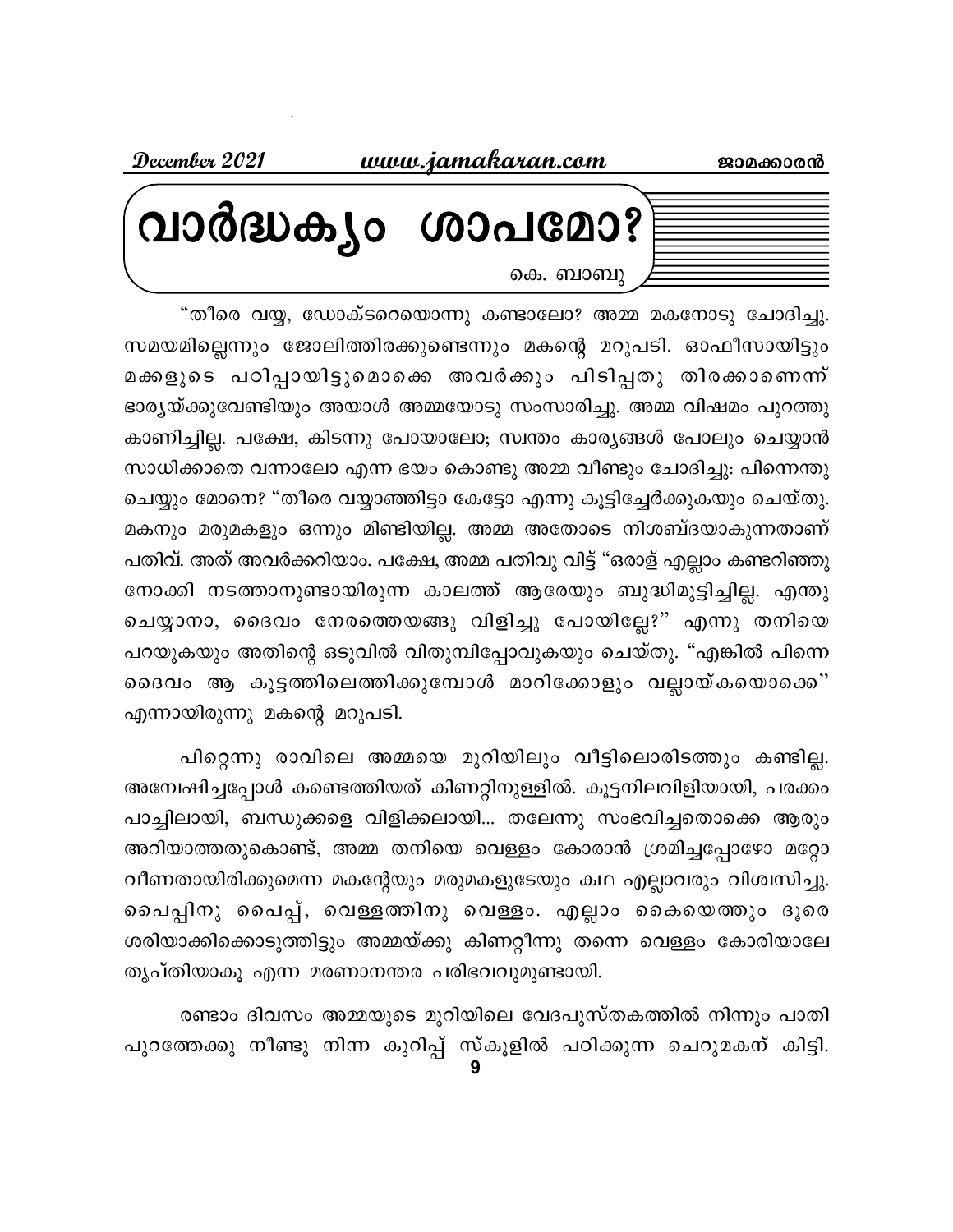# വാർദ്ധക്യം ശാപമോ?

കെ. ബാബു

"തീരെ വയ്യ, ഡോക്ടറെയൊന്നു കണ്ടാലോ? അമ്മ മകനോടു ചോദിച്ചു. സമയമില്ലെന്നും ജോലിത്തിരക്കുണ്ടെന്നും മകന്റെ മറുപടി. ഓഫീസായിട്ടും മക്കളുടെ പഠിപ്പായിട്ടുമൊക്കെ അവർക്കും പിടിപ്പതു തിരക്കാണെന്ന് ഭാര്യയ്ക്കുവേണ്ടിയും അയാൾ അമ്മയോടു സംസാരിച്ചു. അമ്മ വിഷമം പുറത്തു കാണിച്ചില്ല. പക്ഷേ, കിടന്നു പോയാലോ; സ്വന്തം കാര്യങ്ങൾ പോലും ചെയ്യാൻ സാധിക്കാതെ വന്നാലോ എന്ന ഭയം കൊണ്ടു അമ്മ വീണ്ടും ചോദിച്ചു: പിന്നെന്തു ചെയ്യും മോനെ? "തീരെ വയ്യാഞ്ഞിട്ടാ കേട്ടോ എന്നു കൂട്ടിച്ചേർക്കുകയും ചെയ്തു. മകനും മരുമകളും ഒന്നും മിണ്ടിയില്ല. അമ്മ അതോടെ നിശബ്ദയാകുന്നതാണ് പതിവ്. അത് അവർക്കറിയാം. പക്ഷേ, അമ്മ പതിവു വിട്ട് "ഒരാള് എല്ലാം കണ്ടറിഞ്ഞു നോക്കി നടത്താനുണ്ടായിരുന്ന കാലത്ത് ആരേയും ബുദ്ധിമുട്ടിച്ചില്ല. എന്തു ചെയ്യാനാ, ദൈവം നേരത്തെയങ്ങു വിളിച്ചു പോയില്ലേ?" എന്നു തനിയെ പറയുകയും അതിന്റെ ഒടുവിൽ വിതുമ്പിപ്പോവുകയും ചെയ്തു. "എങ്കിൽ പിന്നെ ദൈവം ആ കൂട്ടത്തിലെത്തിക്കുമ്പോൾ മാറിക്കോളും വല്ലായ്കയൊക്കെ" എന്നായിരുന്നു മകന്റെ മറുപടി.

പിറ്റേന്നു രാവിലെ അമ്മയെ മുറിയിലും വീട്ടിലൊരിടത്തും കണ്ടില്ല. അന്വേഷിച്ചപ്പോൾ കണ്ടെത്തിയത് കിണറ്റിനുള്ളിൽ. കൂട്ടനിലവിളിയായി, പരക്കം പാച്ചിലായി, ബന്ധുക്കളെ വിളിക്കലായി... തലേന്നു സംഭവിച്ചതൊക്കെ ആരും അറിയാത്തതുകൊണ്ട്, അമ്മ തനിയെ വെള്ളം കോരാൻ ശ്രമിച്ചപ്പോഴോ മറ്റോ വീണതായിരിക്കുമെന്ന മകന്റേയും മരുമകളുടേയും കഥ എല്ലാവരും വിശ്വസിച്ചു. പൈപ്പിനു പൈപ്പ്, വെള്ളത്തിനു വെള്ളം. എല്ലാം കൈയെത്തും ദൂരെ ശരിയാക്കിക്കൊടുത്തിട്ടും അമ്മയ്ക്കു കിണറ്റീന്നു തന്നെ വെള്ളം കോരിയാലേ തൃപ്തിയാകൂ എന്ന മരണാനന്തര പരിഭവവുമുണ്ടായി.

രണ്ടാം ദിവസം അമ്മയുടെ മുറിയിലെ വേദപുസ്തകത്തിൽ നിന്നും പാതി പുറത്തേക്കു നീണ്ടു നിന്ന കുറിപ്പ് സ്കൂളിൽ പഠിക്കുന്ന ചെറുമകന് കിട്ടി.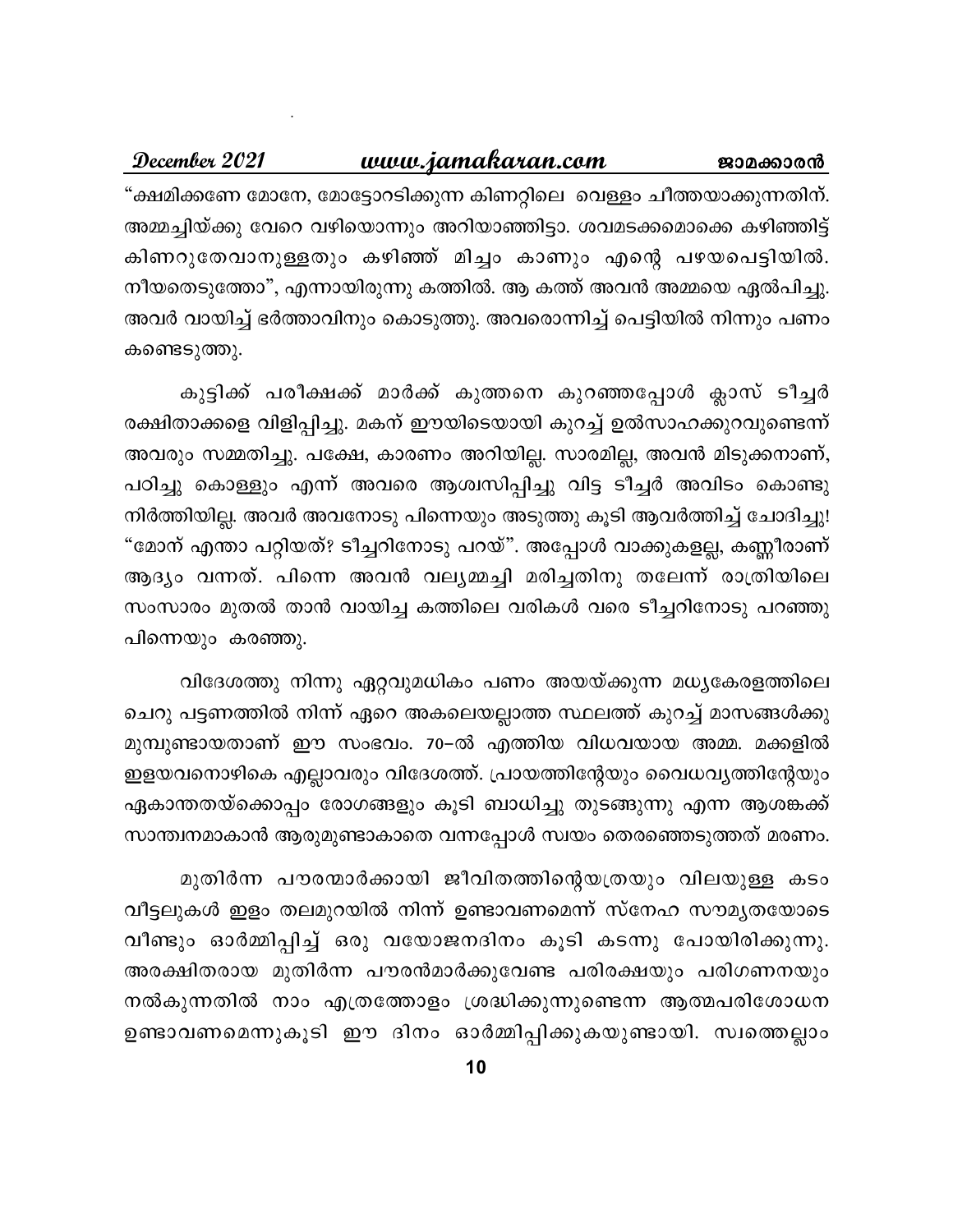"ക്ഷമിക്കണേ മോനേ, മോട്ടോറടിക്കുന്ന കിണറ്റിലെ വെള്ളം ചീത്തയാക്കുന്നതിന്. അമ്മച്ചിയ്ക്കു വേറെ വഴിയൊന്നും അറിയാഞ്ഞിട്ടാ. ശവമടക്കമൊക്കെ കഴിഞ്ഞിട്ട് കിണറുതേവാനുള്ളതും കഴിഞ്ഞ് മിച്ചം കാണും എന്റെ പഴയപെട്ടിയിൽ. നീയതെടുത്തോ", എന്നായിരുന്നു കത്തിൽ. ആ കത്ത് അവൻ അമ്മയെ ഏൽപിച്ചു. അവർ വായിച്ച് ഭർത്താവിനും കൊടുത്തു. അവരൊന്നിച്ച് പെട്ടിയിൽ നിന്നും പണം കണ്ടെടുത്തു.

കുട്ടിക്ക് പരീക്ഷക്ക് മാർക്ക് കുത്തനെ കുറഞ്ഞപ്പോൾ ക്ലാസ് ടീച്ചർ രക്ഷിതാക്കളെ വിളിപ്പിച്ചു. മകന് ഈയിടെയായി കുറച്ച് ഉൽസാഹക്കുറവുണ്ടെന്ന് അവരും സമ്മതിച്ചു. പക്ഷേ, കാരണം അറിയില്ല. സാരമില്ല, അവൻ മിടുക്കനാണ്, പഠിച്ചു കൊള്ളും എന്ന് അവരെ ആശ്വസിപ്പിച്ചു വിട്ട ടീച്ചർ അവിടം കൊണ്ടു നിർത്തിയില്ല. അവർ അവനോടു പിന്നെയും അടുത്തു കൂടി ആവർത്തിച്ച് ചോദിച്ചു! "മോന് എന്താ പറ്റിയത്? ടീച്ചറിനോടു പറയ്". അപ്പോൾ വാക്കുകളല്ല, കണ്ണീരാണ് ആദ്യം വന്നത്. പിന്നെ അവൻ വല്യമ്മച്ചി മരിച്ചതിനു തലേന്ന് രാത്രിയിലെ സംസാരം മുതൽ താൻ വായിച്ച കത്തിലെ വരികൾ വരെ ടീച്ചറിനോടു പറഞ്ഞു പിന്നെയും കരഞ്ഞു.

വിദേശത്തു നിന്നു ഏറ്റവുമധികം പണം അയയ്ക്കുന്ന മധ്യകേരളത്തിലെ ചെറു പട്ടണത്തിൽ നിന്ന് ഏറെ അകലെയല്ലാത്ത സ്ഥലത്ത് കുറച്ച് മാസങ്ങൾക്കു മുമ്പുണ്ടായതാണ് ഈ സംഭവം. 70–ൽ എത്തിയ വിധവയായ അമ്മ. മക്കളിൽ ഇളയവനൊഴികെ എല്ലാവരും വിദേശത്ത്. പ്രായത്തിന്റേയും വൈധവ്യത്തിന്റേയും ഏകാന്തതയ്ക്കൊപ്പം രോഗങ്ങളും കൂടി ബാധിച്ചു തുടങ്ങുന്നു എന്ന ആശങ്കക്ക് സാന്ത്വനമാകാൻ ആരുമുണ്ടാകാതെ വന്നപ്പോൾ സ്വയം തെരഞ്ഞെടുത്തത് മരണം.

മുതിർന്ന പൗരന്മാർക്കായി ജീവിതത്തിന്റെയത്രയും വിലയുള്ള കടം വീട്ടലുകൾ ഇളം തലമുറയിൽ നിന്ന് ഉണ്ടാവണമെന്ന് സ്നേഹ സൗമ്യതയോടെ വീണ്ടും ഓർമ്മിപ്പിച്ച് ഒരു വയോജനദിനം കൂടി കടന്നു പോയിരിക്കുന്നു. അരക്ഷിതരായ മുതിർന്ന പൗരൻമാർക്കുവേണ്ട പരിരക്ഷയും പരിഗണനയും നൽകുന്നതിൽ നാം എത്രത്തോളം ശ്രദ്ധിക്കുന്നുണ്ടെന്ന ആത്മപരിശോധന ഉണ്ടാവണമെന്നുകൂടി ഈ ദിനം ഓർമ്മിപ്പിക്കുകയുണ്ടായി. സ്വത്തെല്ലാം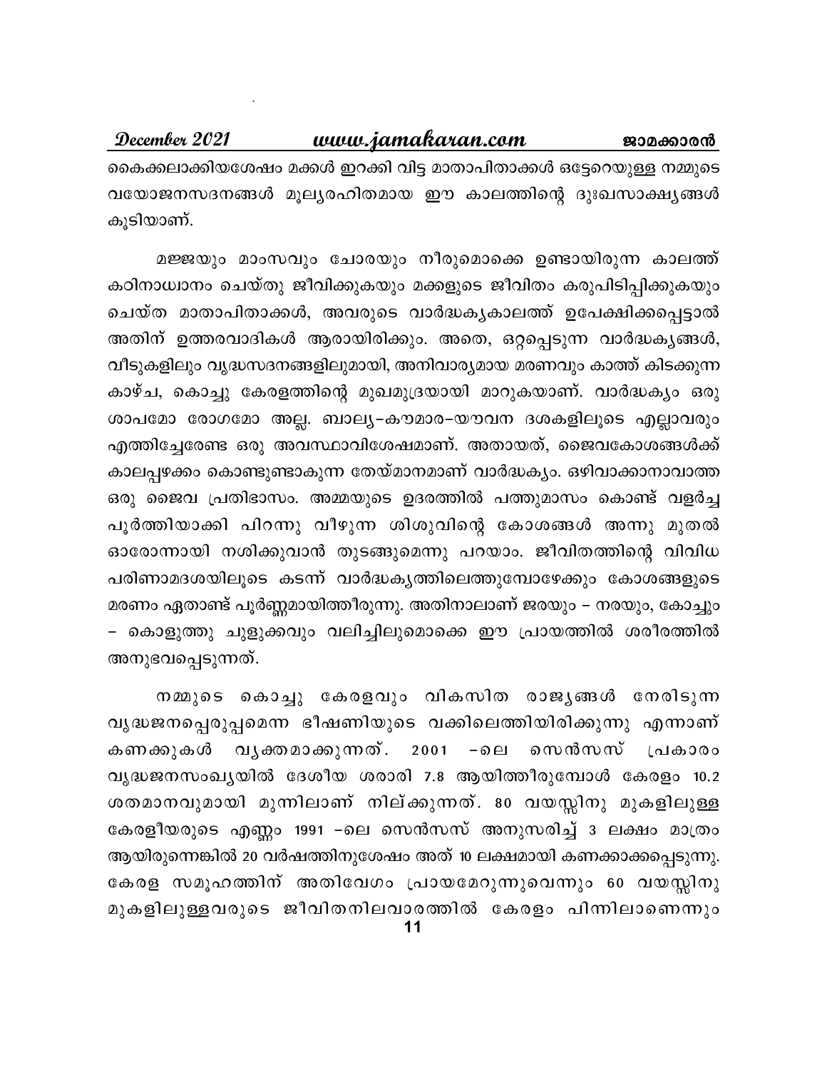കൈക്കലാക്കിയശേഷം മക്കൾ ഇറക്കി വിട്ട മാതാപിതാക്കൾ ഒട്ടേറെയുള്ള നമ്മുടെ വയോജനസദനങ്ങൾ മൂല്യരഹിതമായ ഈ കാലത്തിന്റെ ദുഃഖസാക്ഷ്യങ്ങൾ കൂടിയാണ്.

മജ്ജയും മാംസവും ചോരയും നീരുമൊക്കെ ഉണ്ടായിരുന്ന കാലത്ത് കഠിനാധ്വാനം ചെയ്തു ജീവിക്കുകയും മക്കളുടെ ജീവിതം കരുപിടിപ്പിക്കുകയും ചെയ്ത മാതാപിതാക്കൾ, അവരുടെ വാർദ്ധക്യകാലത്ത് ഉപേക്ഷിക്കപ്പെട്ടാൽ അതിന് ഉത്തരവാദികൾ ആരായിരിക്കും. അതെ, ഒറ്റപ്പെടുന്ന വാർദ്ധക്യങ്ങൾ, വീടുകളിലും വൃദ്ധസദനങ്ങളിലുമായി, അനിവാര്യമായ മരണവും കാത്ത് കിടക്കുന്ന കാഴ്ച, കൊച്ചു കേരളത്തിന്റെ മുഖമുദ്രയായി മാറുകയാണ്. വാർദ്ധക്യം ഒരു ശാപമോ രോഗമോ അല്ല. ബാല്യ–കൗമാര–യൗവന ദശകളിലൂടെ എല്ലാവരും എത്തിച്ചേരേണ്ട ഒരു അവസ്ഥാവിശേഷമാണ്. അതായത്, ജൈവകോശങ്ങൾക്ക് കാലപ്പഴക്കം കൊണ്ടുണ്ടാകുന്ന തേയ്മാനമാണ് വാർദ്ധക്യം. ഒഴിവാക്കാനാവാത്ത ഒരു ജൈവ പ്രതിഭാസം. അമ്മയുടെ ഉദരത്തിൽ പത്തുമാസം കൊണ്ട് വളർച്ച പൂർത്തിയാക്കി പിറന്നു വീഴുന്ന ശിശുവിന്റെ കോശങ്ങൾ അന്നു മുതൽ ഓരോന്നായി നശിക്കുവാൻ തുടങ്ങുമെന്നു പറയാം. ജീവിതത്തിന്റെ വിവിധ പരിണാമദശയിലൂടെ കടന്ന് വാർദ്ധക്യത്തിലെത്തുമ്പോഴേക്കും കോശങ്ങളുടെ മരണം ഏതാണ്ട് പൂർണ്ണമായിത്തീരുന്നു. അതിനാലാണ് ജരയും – നരയും, കോച്ചും – കൊളുത്തു ചുളുക്കവും വലിച്ചിലുമൊക്കെ ഈ പ്രായത്തിൽ ശരീരത്തിൽ അനുഭവപ്പെടുന്നത്.

നമ്മുടെ കൊച്ചു കേരളവും വികസിത രാജ്യങ്ങൾ നേരിടുന്ന വൃദ്ധജനപ്പെരുപ്പമെന്ന ഭീഷണിയുടെ വക്കിലെത്തിയിരിക്കുന്നു എന്നാണ് കണക്കുകൾ വ്യക്തമാക്കുന്നത്. 2001 –ലെ സെൻസസ് പ്രകാരം വൃദ്ധജനസംഖ്യയിൽ ദേശീയ ശരാരി 7.8 ആയിത്തീരുമ്പോൾ കേരളം 10.2 ശതമാനവുമായി മുന്നിലാണ് നില്ക്കുന്നത്. 80 വയസ്സിനു മുകളിലുള്ള കേരളീയരുടെ എണ്ണം 1991 –ലെ സെൻസസ് അനുസരിച്ച് 3 ലക്ഷം മാത്രം ആയിരുന്നെങ്കിൽ 20 വർഷത്തിനുശേഷം അത് 10 ലക്ഷമായി കണക്കാക്കപ്പെടുന്നു. കേരള സമൂഹത്തിന് അതിവേഗം പ്രായമേറുന്നുവെന്നും 60 വയസ്സിനു മുകളിലുള്ളവരുടെ ജീവിതനിലവാരത്തിൽ കേരളം പിന്നിലാണെന്നും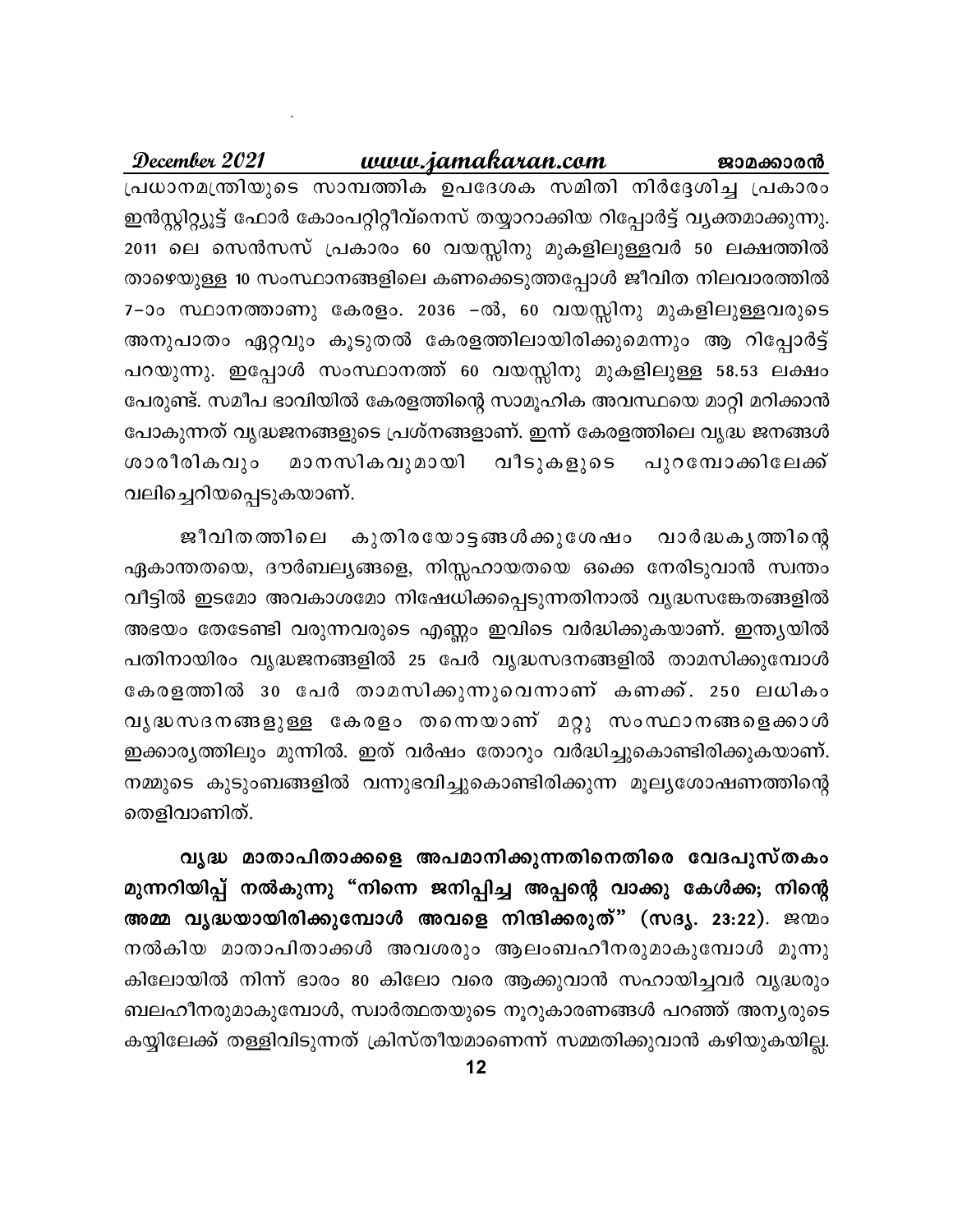പ്രധാനമന്ത്രിയുടെ സാമ്പത്തിക ഉപദേശക സമിതി നിർദ്ദേശിച്ച പ്രകാരം ഇൻസ്റ്റിറ്റ്യൂട്ട് ഫോർ കോംപറ്റിറ്റീവ്നെസ് തയ്യാറാക്കിയ റിപ്പോർട്ട് വ്യക്തമാക്കുന്നു. 2011 ലെ സെൻസസ് പ്രകാരം 60 വയസ്സിനു മുകളിലുള്ളവർ 50 ലക്ഷത്തിൽ താഴെയുള്ള 10 സംസ്ഥാനങ്ങളിലെ കണക്കെടുത്തപ്പോൾ ജീവിത നിലവാരത്തിൽ 7–ാം സ്ഥാനത്താണു കേരളം. 2036 –ൽ, 60 വയസ്സിനു മുകളിലുള്ളവരുടെ അനുപാതം ഏറ്റവും കൂടുതൽ കേരളത്തിലായിരിക്കുമെന്നും ആ റിപ്പോർട്ട് പറയുന്നു. ഇപ്പോൾ സംസ്ഥാനത്ത് 60 വയസ്സിനു മുകളിലുള്ള 58.53 ലക്ഷം പേരുണ്ട്. സമീപ ഭാവിയിൽ കേരളത്തിന്റെ സാമൂഹിക അവസ്ഥയെ മാറ്റി മറിക്കാൻ പോകുന്നത് വൃദ്ധജനങ്ങളുടെ പ്രശ്നങ്ങളാണ്. ഇന്ന് കേരളത്തിലെ വൃദ്ധ ജനങ്ങൾ ശാരീരികവും മാനസികവുമായി വീടുകളുടെ പുറമ്പോക്കിലേക്ക് വലിച്ചെറിയപ്പെടുകയാണ്.

ജീവിതത്തിലെ കുതിരയോട്ടങ്ങൾക്കുശേഷം വാർദ്ധക്യത്തിന്റെ ഏകാന്തതയെ, ദൗർബല്യങ്ങളെ, നിസ്സഹായതയെ ഒക്കെ നേരിടുവാൻ സ്വന്തം വീട്ടിൽ ഇടമോ അവകാശമോ നിഷേധിക്കപ്പെടുന്നതിനാൽ വൃദ്ധസങ്കേതങ്ങളിൽ അഭയം തേടേണ്ടി വരുന്നവരുടെ എണ്ണം ഇവിടെ വർദ്ധിക്കുകയാണ്. ഇന്ത്യയിൽ പതിനായിരം വൃദ്ധജനങ്ങളിൽ 25 പേർ വൃദ്ധസദനങ്ങളിൽ താമസിക്കുമ്പോൾ കേരളത്തിൽ 30 പേർ താമസിക്കുന്നുവെന്നാണ് കണക്ക്. 250 ലധികം വൃദ്ധസദനങ്ങളുള്ള കേരളം തന്നെയാണ് മറ്റു സംസ്ഥാനങ്ങളെക്കാൾ ഇക്കാര്യത്തിലും മുന്നിൽ. ഇത് വർഷം തോറും വർദ്ധിച്ചുകൊണ്ടിരിക്കുകയാണ്. നമ്മുടെ കുടുംബങ്ങളിൽ വന്നുഭവിച്ചുകൊണ്ടിരിക്കുന്ന മൂല്യശോഷണത്തിന്റെ തെളിവാണിത്.

**വൃദ്ധ മാതാപിതാക്കളെ അപമാനിക്കുന്നതിനെതിരെ വേദപുസ്തകം മുന്നറിയിപ്പ് നൽകുന്നു "നിന്നെ ജനിപ്പിച്ച അപ്പന്റെ വാക്കു കേൾക്ക; നിന്റെ അമ്മ വൃദ്ധയായിരിക്കുമ്പോൾ അവളെ നിന്ദിക്കരുത്" (സദൃ. 23:22).** ജന്മം നൽകിയ മാതാപിതാക്കൾ അവശരും ആലംബഹീനരുമാകുമ്പോൾ മൂന്നു കിലോയിൽ നിന്ന് ഭാരം 80 കിലോ വരെ ആക്കുവാൻ സഹായിച്ചവർ വൃദ്ധരും ബലഹീനരുമാകുമ്പോൾ, സ്വാർത്ഥതയുടെ നൂറുകാരണങ്ങൾ പറഞ്ഞ് അന്യരുടെ കയ്യിലേക്ക് തള്ളിവിടുന്നത് ക്രിസ്തീയമാണെന്ന് സമ്മതിക്കുവാൻ കഴിയുകയില്ല.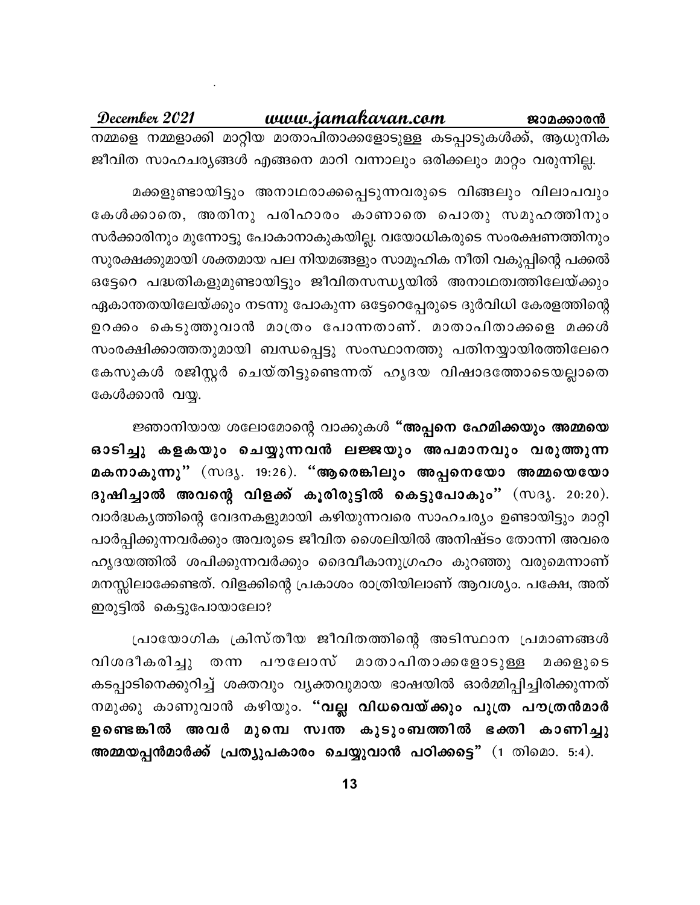നമ്മളെ നമ്മളാക്കി മാറ്റിയ മാതാപിതാക്കളോടുള്ള കടപ്പാടുകൾക്ക്, ആധുനിക ജീവിത സാഹചര്യങ്ങൾ എങ്ങനെ മാറി വന്നാലും ഒരിക്കലും മാറ്റം വരുന്നില്ല.

മക്കളുണ്ടായിട്ടും അനാഥരാക്കപ്പെടുന്നവരുടെ വിങ്ങലും വിലാപവും കേൾക്കാതെ, അതിനു പരിഹാരം കാണാതെ പൊതു സമൂഹത്തിനും സർക്കാരിനും മുന്നോട്ടു പോകാനാകുകയില്ല. വയോധികരുടെ സംരക്ഷണത്തിനും സുരക്ഷക്കുമായി ശക്തമായ പല നിയമങ്ങളും സാമൂഹിക നീതി വകുപ്പിന്റെ പക്കൽ ഒട്ടേറെ പദ്ധതികളുമുണ്ടായിട്ടും ജീവിതസന്ധ്യയിൽ അനാഥത്വത്തിലേയ്ക്കും ഏകാന്തതയിലേയ്ക്കും നടന്നു പോകുന്ന ഒട്ടേറെപ്പേരുടെ ദുർവിധി കേരളത്തിന്റെ ഉറക്കം കെടുത്തുവാൻ മാത്രം പോന്നതാണ്. മാതാപിതാക്കളെ മക്കൾ സംരക്ഷിക്കാത്തതുമായി ബന്ധപ്പെട്ടു സംസ്ഥാനത്തു പതിനയ്യായിരത്തിലേറെ കേസുകൾ രജിസ്റ്റർ ചെയ്തിട്ടുണ്ടെന്നത് ഹൃദയ വിഷാദത്തോടെയല്ലാതെ കേൾക്കാൻ വയ്യ.

ജ്ഞാനിയായ ശലോമോന്റെ വാക്കുകൾ **"അപ്പനെ ഹേമിക്കയും അമ്മയെ ഓടിച്ചു കളകയും ചെയ്യുന്നവൻ ലജ്ജയും അപമാനവും വരുത്തുന്ന മകനാകുന്നു"** (സദൃ. 19:26). **"ആരെങ്കിലും അപ്പനെയോ അമ്മയെയോ ദുഷിച്ചാൽ അവന്റെ വിളക്ക് കൂരിരുട്ടിൽ കെട്ടുപോകും"** (സദൃ. 20:20). വാർദ്ധക്യത്തിന്റെ വേദനകളുമായി കഴിയുന്നവരെ സാഹചര്യം ഉണ്ടായിട്ടും മാറ്റി പാർപ്പിക്കുന്നവർക്കും അവരുടെ ജീവിത ശൈലിയിൽ അനിഷ്ടം തോന്നി അവരെ ഹൃദയത്തിൽ ശപിക്കുന്നവർക്കും ദൈവീകാനുഗ്രഹം കുറഞ്ഞു വരുമെന്നാണ് മനസ്സിലാക്കേണ്ടത്. വിളക്കിന്റെ പ്രകാശം രാത്രിയിലാണ് ആവശ്യം. പക്ഷേ, അത് ഇരുട്ടിൽ കെട്ടുപോയാലോ?

പ്രായോഗിക ക്രിസ്തീയ ജീവിതത്തിന്റെ അടിസ്ഥാന പ്രമാണങ്ങൾ വിശദീകരിച്ചു തന്ന പൗലോസ് മാതാപിതാക്കളോടുള്ള മക്കളുടെ കടപ്പാടിനെക്കുറിച്ച് ശക്തവും വ്യക്തവുമായ ഭാഷയിൽ ഓർമ്മിപ്പിച്ചിരിക്കുന്നത് നമുക്കു കാണുവാൻ കഴിയും. **"വല്ല വിധവെയ്ക്കും പുത്ര പൗത്രൻമാർ ഉണ്ടെങ്കിൽ അവർ മുമ്പെ സ്വന്ത കുടുംബത്തിൽ ഭക്തി കാണിച്ചു അമ്മയപ്പൻമാർക്ക് പ്രത്യുപകാരം ചെയ്യുവാൻ പഠിക്കട്ടെ"** (1 തിമൊ. 5:4).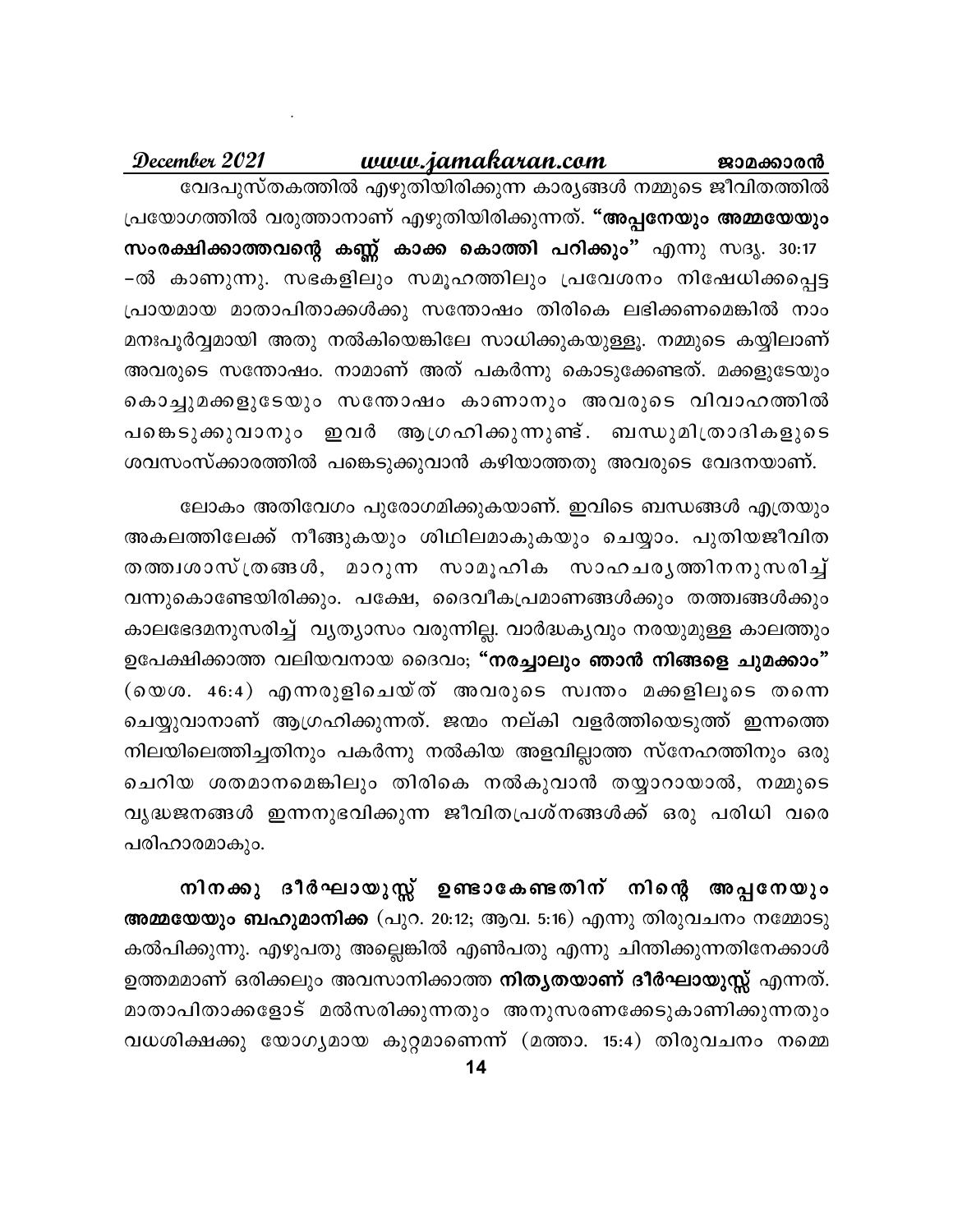വേദപുസ്തകത്തിൽ എഴുതിയിരിക്കുന്ന കാര്യങ്ങൾ നമ്മുടെ ജീവിതത്തിൽ പ്രയോഗത്തിൽ വരുത്താനാണ് എഴുതിയിരിക്കുന്നത്. **"അപ്പനേയും അമ്മയേയും സംരക്ഷിക്കാത്തവന്റെ കണ്ണ് കാക്ക കൊത്തി പറിക്കും"** എന്നു സദൃ. 30:17 –ൽ കാണുന്നു. സഭകളിലും സമൂഹത്തിലും പ്രവേശനം നിഷേധിക്കപ്പെട്ട പ്രായമായ മാതാപിതാക്കൾക്കു സന്തോഷം തിരികെ ലഭിക്കണമെങ്കിൽ നാം മനഃപൂർവ്വമായി അതു നൽകിയെങ്കിലേ സാധിക്കുകയുള്ളൂ. നമ്മുടെ കയ്യിലാണ് അവരുടെ സന്തോഷം. നാമാണ് അത് പകർന്നു കൊടുക്കേണ്ടത്. മക്കളുടേയും കൊച്ചുമക്കളുടേയും സന്തോഷം കാണാനും അവരുടെ വിവാഹത്തിൽ പങ്കെടുക്കുവാനും ഇവർ ആഗ്രഹിക്കുന്നുണ്ട്. ബന്ധുമിത്രാദികളുടെ ശവസംസ്ക്കാരത്തിൽ പങ്കെടുക്കുവാൻ കഴിയാത്തതു അവരുടെ വേദനയാണ്.

ലോകം അതിവേഗം പുരോഗമിക്കുകയാണ്. ഇവിടെ ബന്ധങ്ങൾ എത്രയും അകലത്തിലേക്ക് നീങ്ങുകയും ശിഥിലമാകുകയും ചെയ്യാം. പുതിയജീവിത തത്ത്വശാസ്ത്രങ്ങൾ, മാറുന്ന സാമൂഹിക സാഹചര്യത്തിനനുസരിച്ച് വന്നുകൊണ്ടേയിരിക്കും. പക്ഷേ, ദൈവീകപ്രമാണങ്ങൾക്കും തത്ത്വങ്ങൾക്കും കാലഭേദമനുസരിച്ച് വ്യത്യാസം വരുന്നില്ല. വാർദ്ധക്യവും നരയുമുള്ള കാലത്തും ഉപേക്ഷിക്കാത്ത വലിയവനായ ദൈവം; **"നരച്ചാലും ഞാൻ നിങ്ങളെ ചുമക്കാം"** (യെശ. 46:4) എന്നരുളിചെയ്ത് അവരുടെ സ്വന്തം മക്കളിലൂടെ തന്നെ ചെയ്യുവാനാണ് ആഗ്രഹിക്കുന്നത്. ജന്മം നല്കി വളർത്തിയെടുത്ത് ഇന്നത്തെ നിലയിലെത്തിച്ചതിനും പകർന്നു നൽകിയ അളവില്ലാത്ത സ്നേഹത്തിനും ഒരു ചെറിയ ശതമാനമെങ്കിലും തിരികെ നൽകുവാൻ തയ്യാറായാൽ, നമ്മുടെ വൃദ്ധജനങ്ങൾ ഇന്നനുഭവിക്കുന്ന ജീവിതപ്രശ്നങ്ങൾക്ക് ഒരു പരിധി വരെ പരിഹാരമാകും.

**നിനക്കു ദീർഘായുസ്സ് ഉണ്ടാകേണ്ടതിന് നിന്റെ അപ്പനേയും അമ്മയേയും ബഹുമാനിക്ക** (പുറ. 20:12; ആവ. 5:16) എന്നു തിരുവചനം നമ്മോടു കൽപിക്കുന്നു. എഴുപതു അല്ലെങ്കിൽ എൺപതു എന്നു ചിന്തിക്കുന്നതിനേക്കാൾ ഉത്തമമാണ് ഒരിക്കലും അവസാനിക്കാത്ത **നിത്യതയാണ് ദീർഘായുസ്സ്** എന്നത്. മാതാപിതാക്കളോട് മൽസരിക്കുന്നതും അനുസരണക്കേടുകാണിക്കുന്നതും വധശിക്ഷക്കു യോഗ്യമായ കുറ്റമാണെന്ന് (മത്താ. 15:4) തിരുവചനം നമ്മെ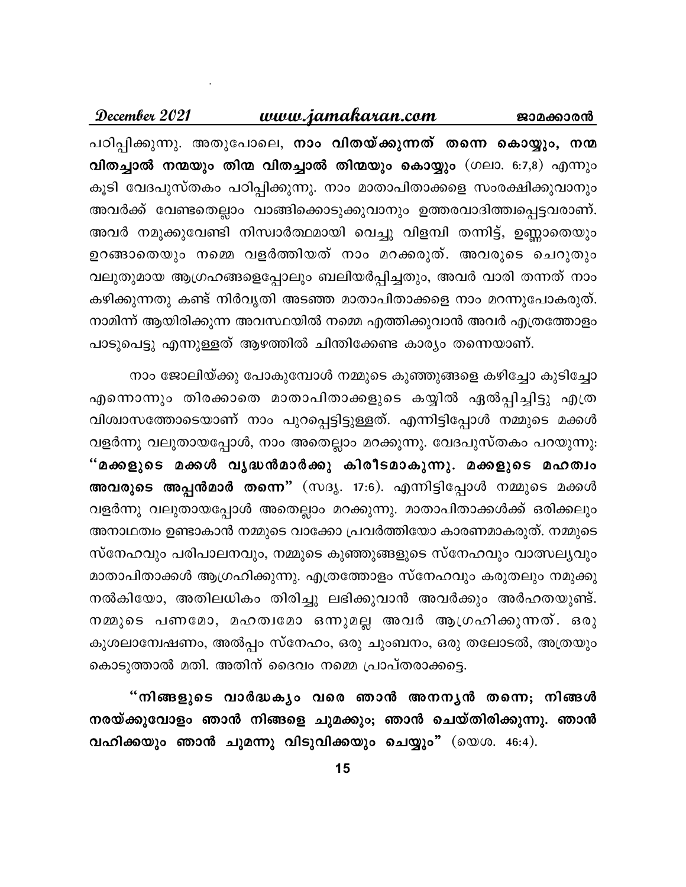പഠിപ്പിക്കുന്നു. അതുപോലെ, **നാം വിതയ്ക്കുന്നത് തന്നെ കൊയ്യും, നന്മ വിതച്ചാൽ നന്മയും തിന്മ വിതച്ചാൽ തിന്മയും കൊയ്യും** (ഗലാ. 6:7,8) എന്നും കൂടി വേദപുസ്തകം പഠിപ്പിക്കുന്നു. നാം മാതാപിതാക്കളെ സംരക്ഷിക്കുവാനും അവർക്ക് വേണ്ടതെല്ലാം വാങ്ങിക്കൊടുക്കുവാനും ഉത്തരവാദിത്വപ്പെട്ടവരാണ്. അവർ നമുക്കുവേണ്ടി നിസ്വാർത്ഥമായി വെച്ചു വിളമ്പി തന്നിട്ട്, ഉണ്ണാതെയും ഉറങ്ങാതെയും നമ്മെ വളർത്തിയത് നാം മറക്കരുത്. അവരുടെ ചെറുതും വലുതുമായ ആഗ്രഹങ്ങളെപ്പോലും ബലിയർപ്പിച്ചതും, അവർ വാരി തന്നത് നാം കഴിക്കുന്നതു കണ്ട് നിർവൃതി അടഞ്ഞ മാതാപിതാക്കളെ നാം മറന്നുപോകരുത്. നാമിന്ന് ആയിരിക്കുന്ന അവസ്ഥയിൽ നമ്മെ എത്തിക്കുവാൻ അവർ എത്രത്തോളം പാടുപെട്ടു എന്നുള്ളത് ആഴത്തിൽ ചിന്തിക്കേണ്ട കാര്യം തന്നെയാണ്.

നാം ജോലിയ്ക്കു പോകുമ്പോൾ നമ്മുടെ കുഞ്ഞുങ്ങളെ കഴിച്ചോ കുടിച്ചോ എന്നൊന്നും തിരക്കാതെ മാതാപിതാക്കളുടെ കയ്യിൽ ഏൽപ്പിച്ചിട്ടു എത്ര വിശ്വാസത്തോടെയാണ് നാം പുറപ്പെട്ടിട്ടുള്ളത്. എന്നിട്ടിപ്പോൾ നമ്മുടെ മക്കൾ വളർന്നു വലുതായപ്പോൾ, നാം അതെല്ലാം മറക്കുന്നു. വേദപുസ്തകം പറയുന്നു: **"മക്കളുടെ മക്കൾ വൃദ്ധൻമാർക്കു കിരീടമാകുന്നു. മക്കളുടെ മഹത്വം അവരുടെ അപ്പൻമാർ തന്നെ"** (സദൃ. 17:6). എന്നിട്ടിപ്പോൾ നമ്മുടെ മക്കൾ വളർന്നു വലുതായപ്പോൾ അതെല്ലാം മറക്കുന്നു. മാതാപിതാക്കൾക്ക് ഒരിക്കലും അനാഥത്വം ഉണ്ടാകാൻ നമ്മുടെ വാക്കോ പ്രവർത്തിയോ കാരണമാകരുത്. നമ്മുടെ സ്നേഹവും പരിപാലനവും, നമ്മുടെ കുഞ്ഞുങ്ങളുടെ സ്നേഹവും വാത്സല്യവും മാതാപിതാക്കൾ ആഗ്രഹിക്കുന്നു. എത്രത്തോളം സ്നേഹവും കരുതലും നമുക്കു നൽകിയോ, അതിലധികം തിരിച്ചു ലഭിക്കുവാൻ അവർക്കും അർഹതയുണ്ട്. നമ്മുടെ പണമോ, മഹത്വമോ ഒന്നുമല്ല അവർ ആഗ്രഹിക്കുന്നത്. ഒരു കുശലാന്വേഷണം, അൽപ്പം സ്നേഹം, ഒരു ചുംബനം, ഒരു തലോടൽ, അത്രയും കൊടുത്താൽ മതി. അതിന് ദൈവം നമ്മെ പ്രാപ്തരാക്കട്ടെ.

**"നിങ്ങളുടെ വാർദ്ധക്യം വരെ ഞാൻ അനന്യൻ തന്നെ; നിങ്ങൾ നരയ്ക്കുവോളം ഞാൻ നിങ്ങളെ ചുമക്കും; ഞാൻ ചെയ്തിരിക്കുന്നു. ഞാൻ വഹിക്കയും ഞാൻ ചുമന്നു വിടുവിക്കയും ചെയ്യും"** (യെശ. 46:4).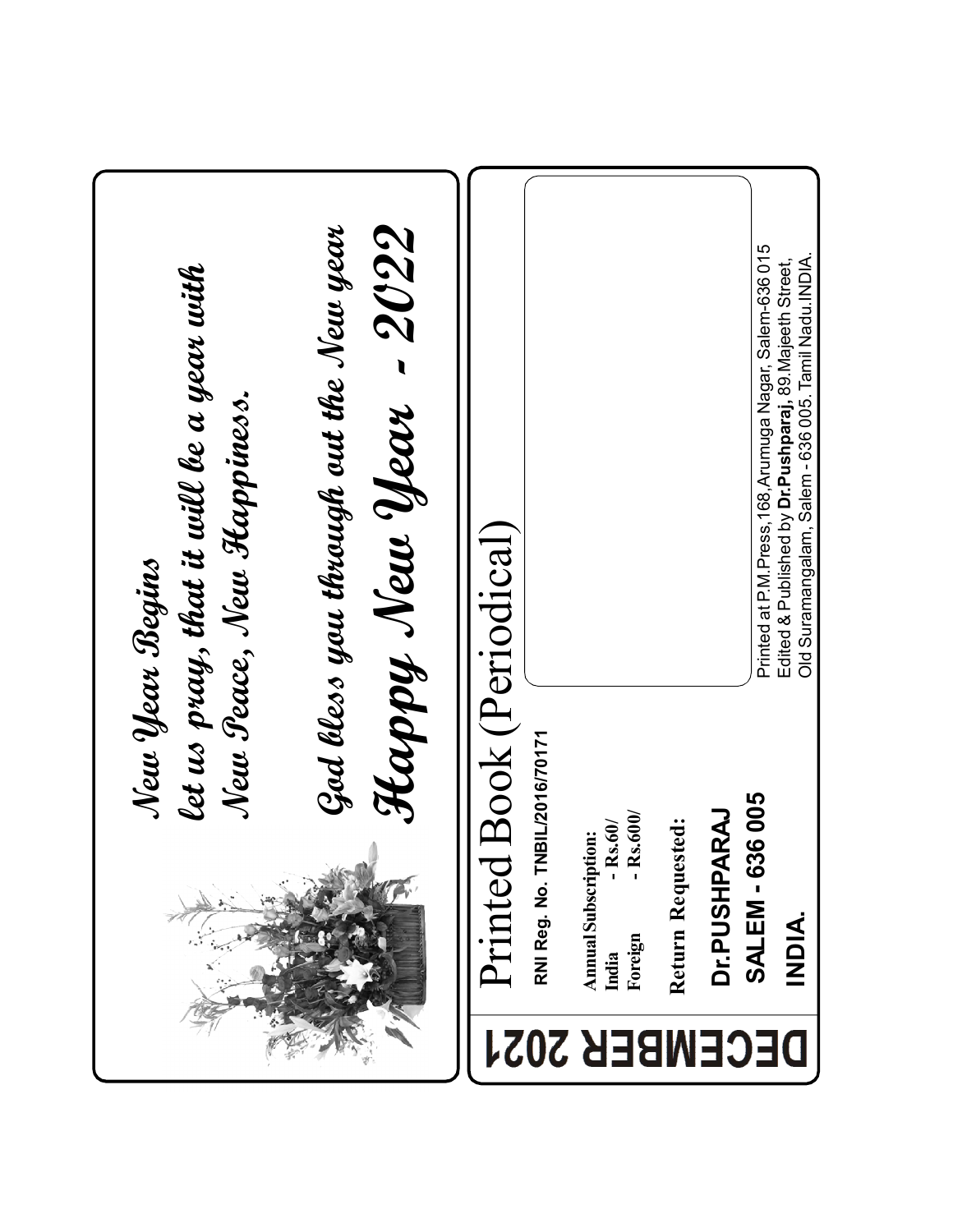*New Year Begins*

*let us pray, that it will be a year with*

*New Peace, New Happiness.*

*God bless you through out the New year*

# *Happy New Year - 2022*

**DECEMBER 2021**

Printed Book (Periodical)

**RNI Reg. No. TNBIL/2016/70171**

**Annual Subscription:**
**India - Rs.60/**
**Foreign - Rs.600/**

**Return Requested:**

**Dr.PUSHPARAJ**
**SALEM - 636 005**
**INDIA.**

Printed at P.M.Press,168,Arumuga Nagar, Salem-636 015
Edited & Published by **Dr.Pushparaj,** 89.Majeeth Street,
Old Suramangalam, Salem - 636 005. Tamil Nadu.INDIA.